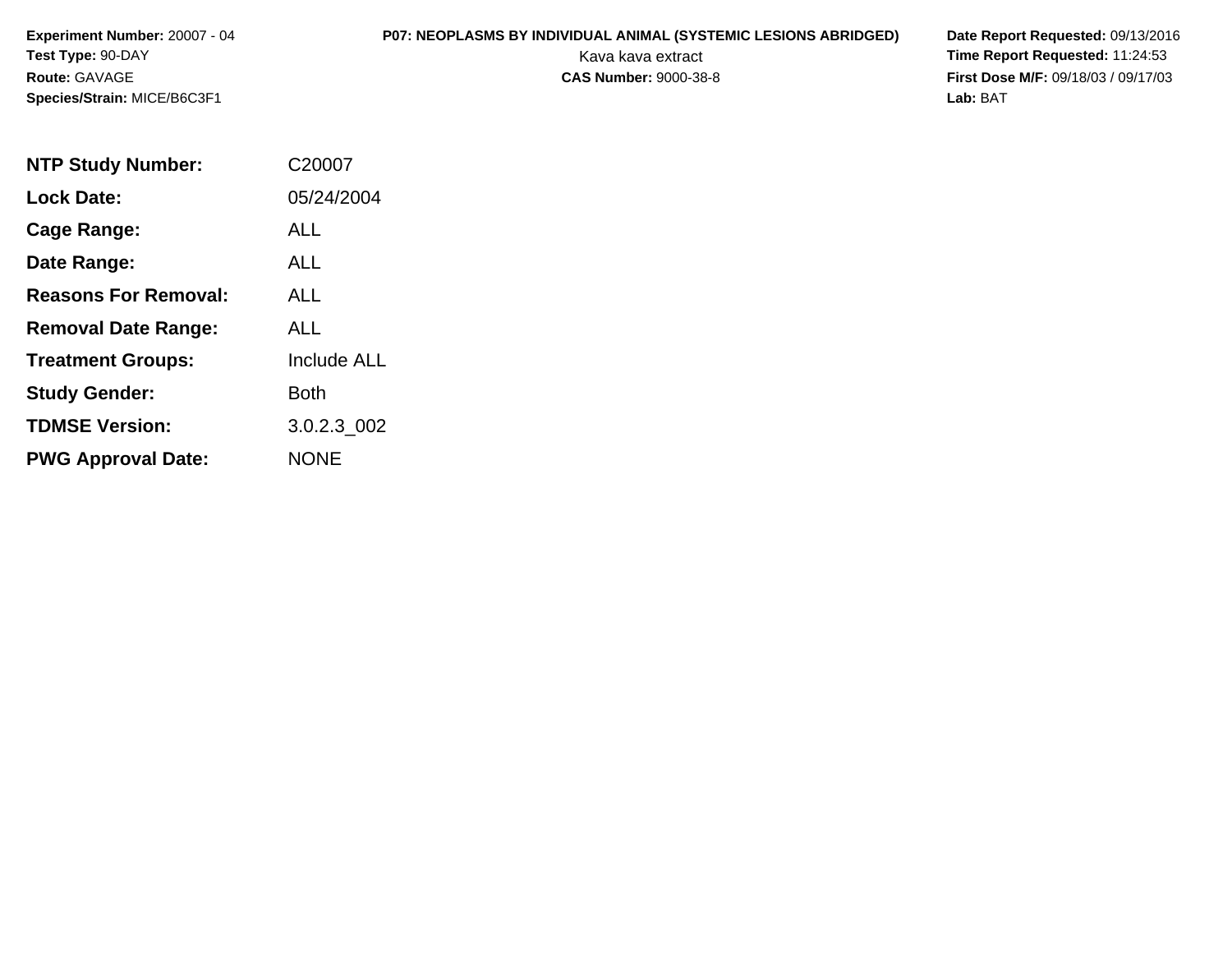**Experiment Number:** 20007 - 04
**Test Type:** 90-DAY
**Route:** GAVAGE
**Species/Strain:** MICE/B6C3F1

**P07: NEOPLASMS BY INDIVIDUAL ANIMAL (SYSTEMIC LESIONS ABRIDGED)**
Kava kava extract
**CAS Number:** 9000-38-8

**Date Report Requested:** 09/13/2016
**Time Report Requested:** 11:24:53
**First Dose M/F:** 09/18/03 / 09/17/03
**Lab:** BAT

| | |
|---|---|
| **NTP Study Number:** | C20007 |
| **Lock Date:** | 05/24/2004 |
| **Cage Range:** | ALL |
| **Date Range:** | ALL |
| **Reasons For Removal:** | ALL |
| **Removal Date Range:** | ALL |
| **Treatment Groups:** | Include ALL |
| **Study Gender:** | Both |
| **TDMSE Version:** | 3.0.2.3_002 |
| **PWG Approval Date:** | NONE |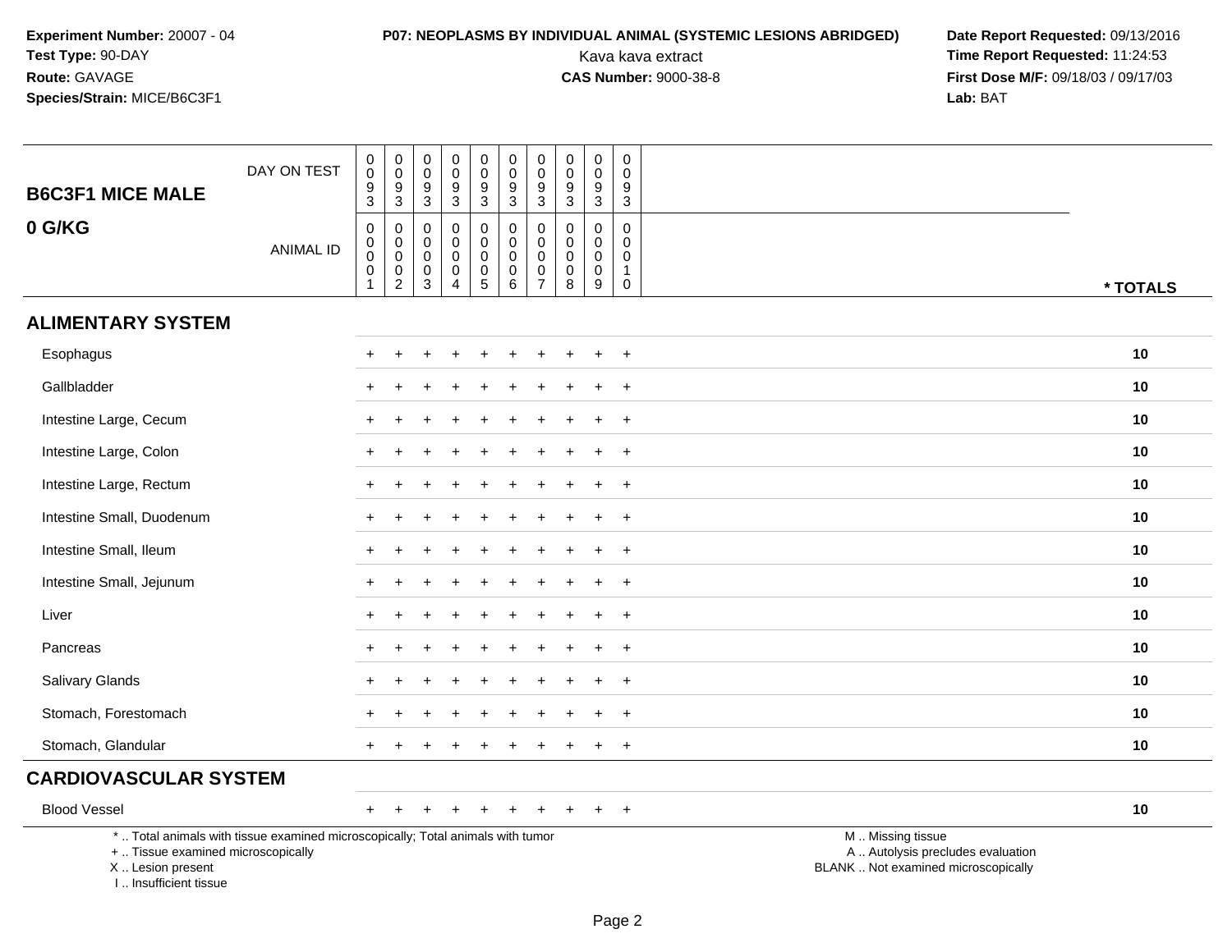**Experiment Number:** 20007 - 04
**Test Type:** 90-DAY
**Route:** GAVAGE
**Species/Strain:** MICE/B6C3F1

**P07: NEOPLASMS BY INDIVIDUAL ANIMAL (SYSTEMIC LESIONS ABRIDGED)**
Kava kava extract
**CAS Number:** 9000-38-8

**Date Report Requested:** 09/13/2016
**Time Report Requested:** 11:24:53
**First Dose M/F:** 09/18/03 / 09/17/03
**Lab:** BAT

| B6C3F1 MICE MALE 0 G/KG | | | | | | | | | | | |
|---|---|---|---|---|---|---|---|---|---|---|---|
| DAY ON TEST | 0093 | 0093 | 0093 | 0093 | 0093 | 0093 | 0093 | 0093 | 0093 | 0093 | |
| ANIMAL ID | 00001 | 00002 | 00003 | 00004 | 00005 | 00006 | 00007 | 00008 | 00009 | 00010 | * TOTALS |
| **ALIMENTARY SYSTEM** | | | | | | | | | | | |
| Esophagus | + | + | + | + | + | + | + | + | + | + | 10 |
| Gallbladder | + | + | + | + | + | + | + | + | + | + | 10 |
| Intestine Large, Cecum | + | + | + | + | + | + | + | + | + | + | 10 |
| Intestine Large, Colon | + | + | + | + | + | + | + | + | + | + | 10 |
| Intestine Large, Rectum | + | + | + | + | + | + | + | + | + | + | 10 |
| Intestine Small, Duodenum | + | + | + | + | + | + | + | + | + | + | 10 |
| Intestine Small, Ileum | + | + | + | + | + | + | + | + | + | + | 10 |
| Intestine Small, Jejunum | + | + | + | + | + | + | + | + | + | + | 10 |
| Liver | + | + | + | + | + | + | + | + | + | + | 10 |
| Pancreas | + | + | + | + | + | + | + | + | + | + | 10 |
| Salivary Glands | + | + | + | + | + | + | + | + | + | + | 10 |
| Stomach, Forestomach | + | + | + | + | + | + | + | + | + | + | 10 |
| Stomach, Glandular | + | + | + | + | + | + | + | + | + | + | 10 |
| **CARDIOVASCULAR SYSTEM** | | | | | | | | | | | |
| Blood Vessel | + | + | + | + | + | + | + | + | + | + | 10 |

* .. Total animals with tissue examined microscopically; Total animals with tumor
+ .. Tissue examined microscopically
X .. Lesion present
I .. Insufficient tissue

M .. Missing tissue
A .. Autolysis precludes evaluation
BLANK .. Not examined microscopically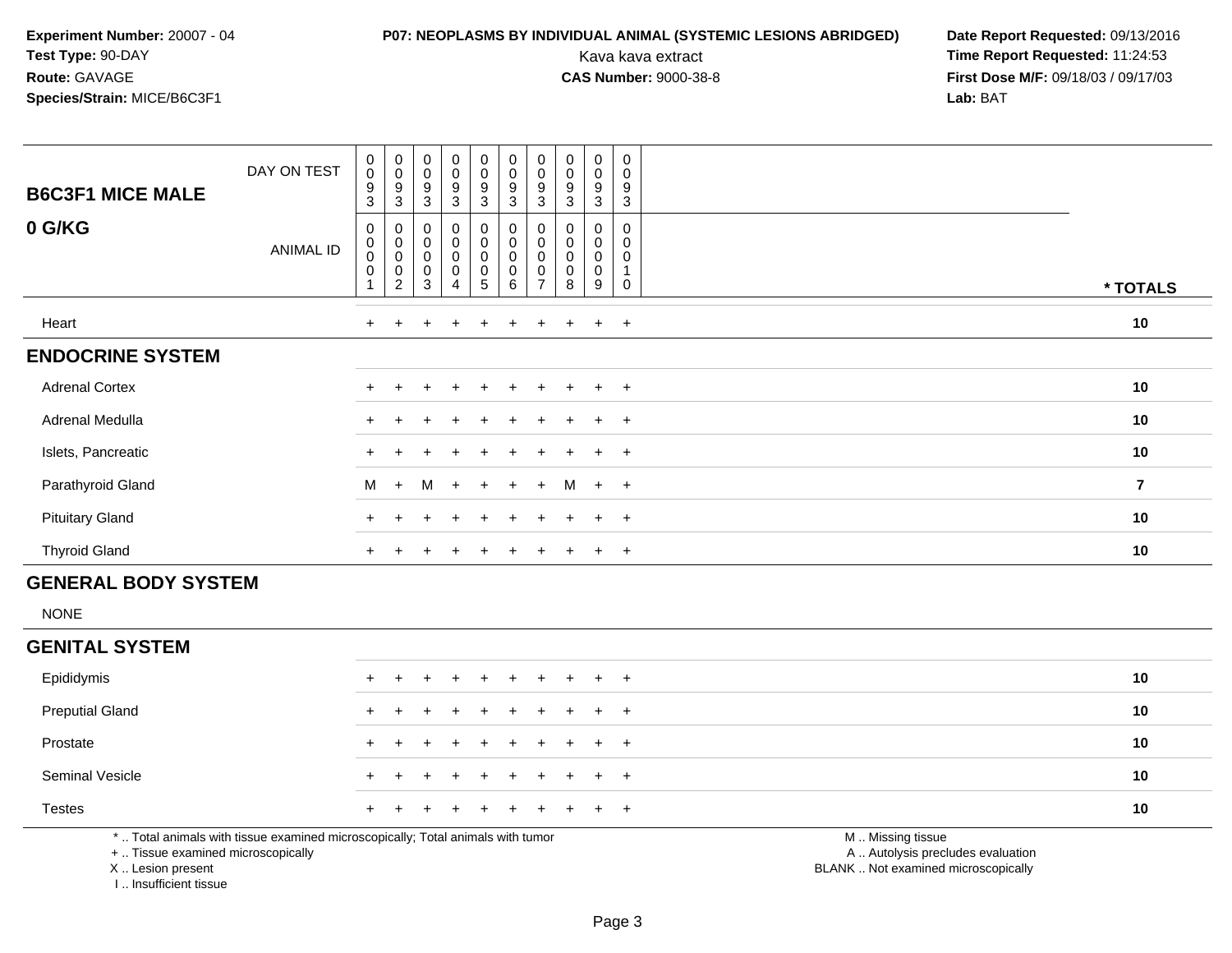**Experiment Number:** 20007 - 04
**Test Type:** 90-DAY
**Route:** GAVAGE
**Species/Strain:** MICE/B6C3F1

**P07: NEOPLASMS BY INDIVIDUAL ANIMAL (SYSTEMIC LESIONS ABRIDGED)**
Kava kava extract
**CAS Number:** 9000-38-8

**Date Report Requested:** 09/13/2016
**Time Report Requested:** 11:24:53
**First Dose M/F:** 09/18/03 / 09/17/03
**Lab:** BAT

| B6C3F1 MICE MALE — 0 G/KG | | | | | | | | | | | |
|---|---|---|---|---|---|---|---|---|---|---|---|
| DAY ON TEST | 0093 | 0093 | 0093 | 0093 | 0093 | 0093 | 0093 | 0093 | 0093 | 0093 | |
| ANIMAL ID | 00001 | 00002 | 00003 | 00004 | 00005 | 00006 | 00007 | 00008 | 00009 | 00010 | * TOTALS |
| Heart | + | + | + | + | + | + | + | + | + | + | 10 |
| **ENDOCRINE SYSTEM** | | | | | | | | | | | |
| Adrenal Cortex | + | + | + | + | + | + | + | + | + | + | 10 |
| Adrenal Medulla | + | + | + | + | + | + | + | + | + | + | 10 |
| Islets, Pancreatic | + | + | + | + | + | + | + | + | + | + | 10 |
| Parathyroid Gland | M | + | M | + | + | + | + | M | + | + | 7 |
| Pituitary Gland | + | + | + | + | + | + | + | + | + | + | 10 |
| Thyroid Gland | + | + | + | + | + | + | + | + | + | + | 10 |
| **GENERAL BODY SYSTEM** | | | | | | | | | | | |
| NONE | | | | | | | | | | | |
| **GENITAL SYSTEM** | | | | | | | | | | | |
| Epididymis | + | + | + | + | + | + | + | + | + | + | 10 |
| Preputial Gland | + | + | + | + | + | + | + | + | + | + | 10 |
| Prostate | + | + | + | + | + | + | + | + | + | + | 10 |
| Seminal Vesicle | + | + | + | + | + | + | + | + | + | + | 10 |
| Testes | + | + | + | + | + | + | + | + | + | + | 10 |

\* .. Total animals with tissue examined microscopically; Total animals with tumor
\+ .. Tissue examined microscopically
X .. Lesion present
I .. Insufficient tissue

M .. Missing tissue
A .. Autolysis precludes evaluation
BLANK .. Not examined microscopically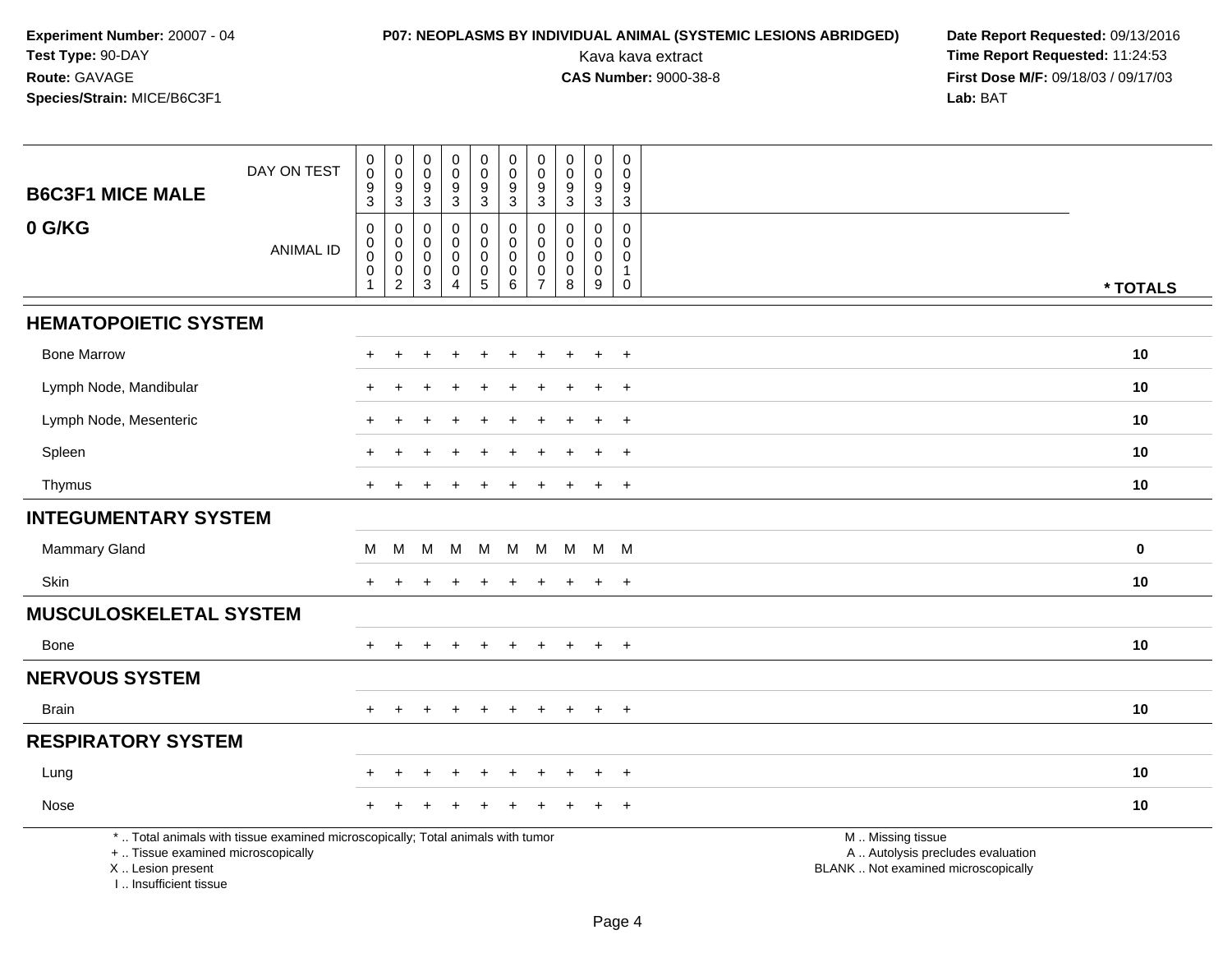**Experiment Number:** 20007 - 04
**Test Type:** 90-DAY
**Route:** GAVAGE
**Species/Strain:** MICE/B6C3F1

**P07: NEOPLASMS BY INDIVIDUAL ANIMAL (SYSTEMIC LESIONS ABRIDGED)**
Kava kava extract
**CAS Number:** 9000-38-8

**Date Report Requested:** 09/13/2016
**Time Report Requested:** 11:24:53
**First Dose M/F:** 09/18/03 / 09/17/03
**Lab:** BAT

| B6C3F1 MICE MALE / 0 G/KG | | | | | | | | | | | |
|---|---|---|---|---|---|---|---|---|---|---|---|
| DAY ON TEST | 0093 | 0093 | 0093 | 0093 | 0093 | 0093 | 0093 | 0093 | 0093 | 0093 | |
| ANIMAL ID | 00001 | 00002 | 00003 | 00004 | 00005 | 00006 | 00007 | 00008 | 00009 | 00010 | * TOTALS |
| **HEMATOPOIETIC SYSTEM** | | | | | | | | | | | |
| Bone Marrow | + | + | + | + | + | + | + | + | + | + | 10 |
| Lymph Node, Mandibular | + | + | + | + | + | + | + | + | + | + | 10 |
| Lymph Node, Mesenteric | + | + | + | + | + | + | + | + | + | + | 10 |
| Spleen | + | + | + | + | + | + | + | + | + | + | 10 |
| Thymus | + | + | + | + | + | + | + | + | + | + | 10 |
| **INTEGUMENTARY SYSTEM** | | | | | | | | | | | |
| Mammary Gland | M | M | M | M | M | M | M | M | M | M | 0 |
| Skin | + | + | + | + | + | + | + | + | + | + | 10 |
| **MUSCULOSKELETAL SYSTEM** | | | | | | | | | | | |
| Bone | + | + | + | + | + | + | + | + | + | + | 10 |
| **NERVOUS SYSTEM** | | | | | | | | | | | |
| Brain | + | + | + | + | + | + | + | + | + | + | 10 |
| **RESPIRATORY SYSTEM** | | | | | | | | | | | |
| Lung | + | + | + | + | + | + | + | + | + | + | 10 |
| Nose | + | + | + | + | + | + | + | + | + | + | 10 |

* .. Total animals with tissue examined microscopically; Total animals with tumor
+ .. Tissue examined microscopically
X .. Lesion present
I .. Insufficient tissue

M .. Missing tissue
A .. Autolysis precludes evaluation
BLANK .. Not examined microscopically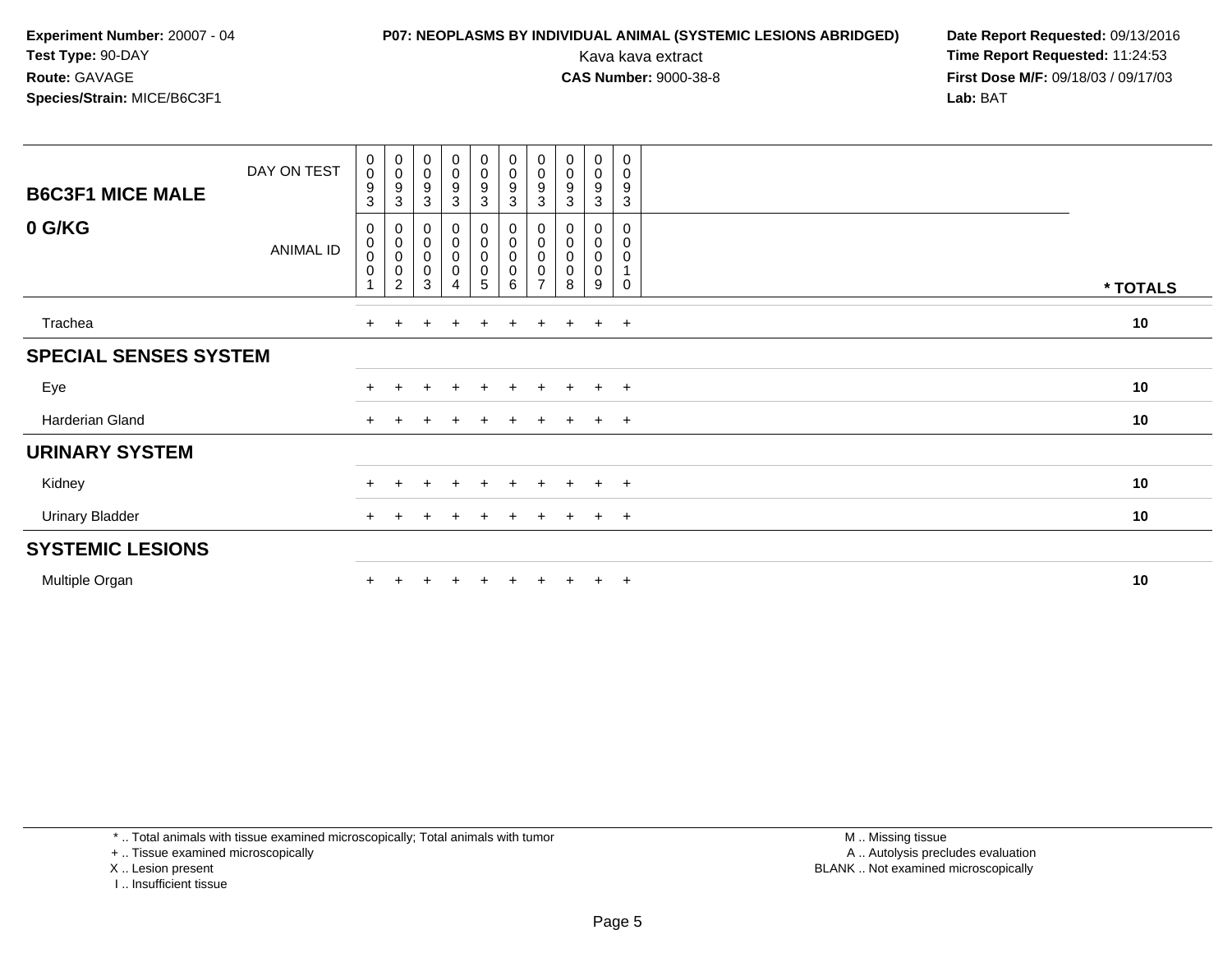**Experiment Number:** 20007 - 04
**Test Type:** 90-DAY
**Route:** GAVAGE
**Species/Strain:** MICE/B6C3F1

**P07: NEOPLASMS BY INDIVIDUAL ANIMAL (SYSTEMIC LESIONS ABRIDGED)**
Kava kava extract
**CAS Number:** 9000-38-8

**Date Report Requested:** 09/13/2016
**Time Report Requested:** 11:24:53
**First Dose M/F:** 09/18/03 / 09/17/03
**Lab:** BAT

| B6C3F1 MICE MALE 0 G/KG | | | | | | | | | | | |
|---|---|---|---|---|---|---|---|---|---|---|---|
| DAY ON TEST | 0093 | 0093 | 0093 | 0093 | 0093 | 0093 | 0093 | 0093 | 0093 | 0093 | |
| ANIMAL ID | 00001 | 00002 | 00003 | 00004 | 00005 | 00006 | 00007 | 00008 | 00009 | 00010 | * TOTALS |
| Trachea | + | + | + | + | + | + | + | + | + | + | 10 |
| **SPECIAL SENSES SYSTEM** | | | | | | | | | | | |
| Eye | + | + | + | + | + | + | + | + | + | + | 10 |
| Harderian Gland | + | + | + | + | + | + | + | + | + | + | 10 |
| **URINARY SYSTEM** | | | | | | | | | | | |
| Kidney | + | + | + | + | + | + | + | + | + | + | 10 |
| Urinary Bladder | + | + | + | + | + | + | + | + | + | + | 10 |
| **SYSTEMIC LESIONS** | | | | | | | | | | | |
| Multiple Organ | + | + | + | + | + | + | + | + | + | + | 10 |

\* .. Total animals with tissue examined microscopically; Total animals with tumor
\+ .. Tissue examined microscopically
X .. Lesion present
I .. Insufficient tissue

M .. Missing tissue
A .. Autolysis precludes evaluation
BLANK .. Not examined microscopically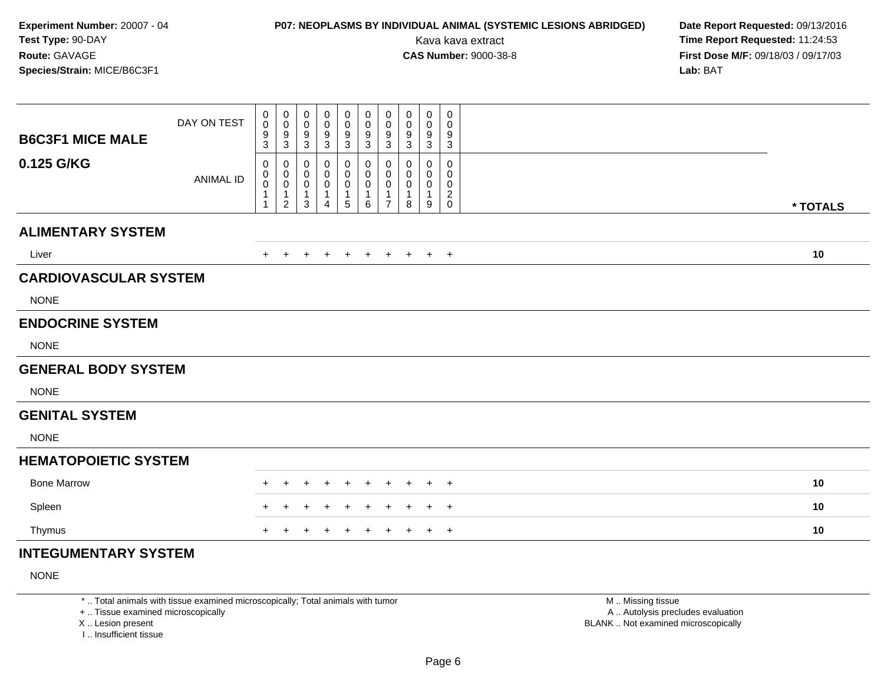**Experiment Number:** 20007 - 04
**Test Type:** 90-DAY
**Route:** GAVAGE
**Species/Strain:** MICE/B6C3F1

**P07: NEOPLASMS BY INDIVIDUAL ANIMAL (SYSTEMIC LESIONS ABRIDGED)**
Kava kava extract
**CAS Number:** 9000-38-8

**Date Report Requested:** 09/13/2016
**Time Report Requested:** 11:24:53
**First Dose M/F:** 09/18/03 / 09/17/03
**Lab:** BAT

| B6C3F1 MICE MALE 0.125 G/KG | | | | | | | | | | | |
|---|---|---|---|---|---|---|---|---|---|---|---|
| DAY ON TEST | 0093 | 0093 | 0093 | 0093 | 0093 | 0093 | 0093 | 0093 | 0093 | 0093 | |
| ANIMAL ID | 00011 | 00012 | 00013 | 00014 | 00015 | 00016 | 00017 | 00018 | 00019 | 00020 | * TOTALS |
| **ALIMENTARY SYSTEM** | | | | | | | | | | | |
| Liver | + | + | + | + | + | + | + | + | + | + | 10 |
| **CARDIOVASCULAR SYSTEM** | | | | | | | | | | | |
| NONE | | | | | | | | | | | |
| **ENDOCRINE SYSTEM** | | | | | | | | | | | |
| NONE | | | | | | | | | | | |
| **GENERAL BODY SYSTEM** | | | | | | | | | | | |
| NONE | | | | | | | | | | | |
| **GENITAL SYSTEM** | | | | | | | | | | | |
| NONE | | | | | | | | | | | |
| **HEMATOPOIETIC SYSTEM** | | | | | | | | | | | |
| Bone Marrow | + | + | + | + | + | + | + | + | + | + | 10 |
| Spleen | + | + | + | + | + | + | + | + | + | + | 10 |
| Thymus | + | + | + | + | + | + | + | + | + | + | 10 |
| **INTEGUMENTARY SYSTEM** | | | | | | | | | | | |
| NONE | | | | | | | | | | | |

* .. Total animals with tissue examined microscopically; Total animals with tumor
+ .. Tissue examined microscopically
X .. Lesion present
I .. Insufficient tissue

M .. Missing tissue
A .. Autolysis precludes evaluation
BLANK .. Not examined microscopically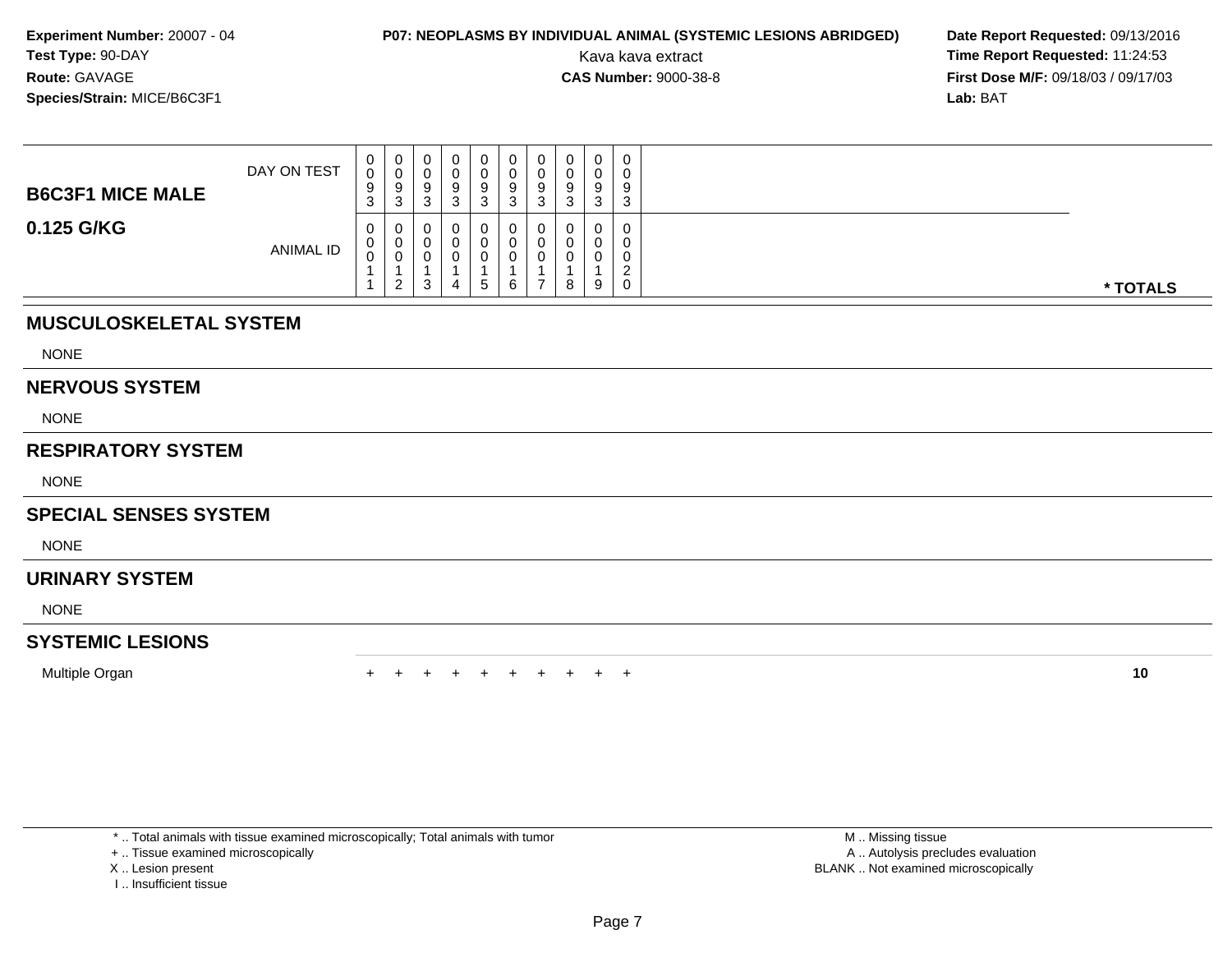**Experiment Number:** 20007 - 04
**Test Type:** 90-DAY
**Route:** GAVAGE
**Species/Strain:** MICE/B6C3F1

**P07: NEOPLASMS BY INDIVIDUAL ANIMAL (SYSTEMIC LESIONS ABRIDGED)**
Kava kava extract
**CAS Number:** 9000-38-8

**Date Report Requested:** 09/13/2016
**Time Report Requested:** 11:24:53
**First Dose M/F:** 09/18/03 / 09/17/03
**Lab:** BAT

| **B6C3F1 MICE MALE** DAY ON TEST | 0093 | 0093 | 0093 | 0093 | 0093 | 0093 | 0093 | 0093 | 0093 | 0093 | |
|---|---|---|---|---|---|---|---|---|---|---|---|
| **0.125 G/KG** ANIMAL ID | 00011 | 00012 | 00013 | 00014 | 00015 | 00016 | 00017 | 00018 | 00019 | 00020 | *** TOTALS** |
| **MUSCULOSKELETAL SYSTEM** | | | | | | | | | | | |
| NONE | | | | | | | | | | | |
| **NERVOUS SYSTEM** | | | | | | | | | | | |
| NONE | | | | | | | | | | | |
| **RESPIRATORY SYSTEM** | | | | | | | | | | | |
| NONE | | | | | | | | | | | |
| **SPECIAL SENSES SYSTEM** | | | | | | | | | | | |
| NONE | | | | | | | | | | | |
| **URINARY SYSTEM** | | | | | | | | | | | |
| NONE | | | | | | | | | | | |
| **SYSTEMIC LESIONS** | | | | | | | | | | | |
| Multiple Organ | + | + | + | + | + | + | + | + | + | + | **10** |

* .. Total animals with tissue examined microscopically; Total animals with tumor
+ .. Tissue examined microscopically
X .. Lesion present
I .. Insufficient tissue

M .. Missing tissue
A .. Autolysis precludes evaluation
BLANK .. Not examined microscopically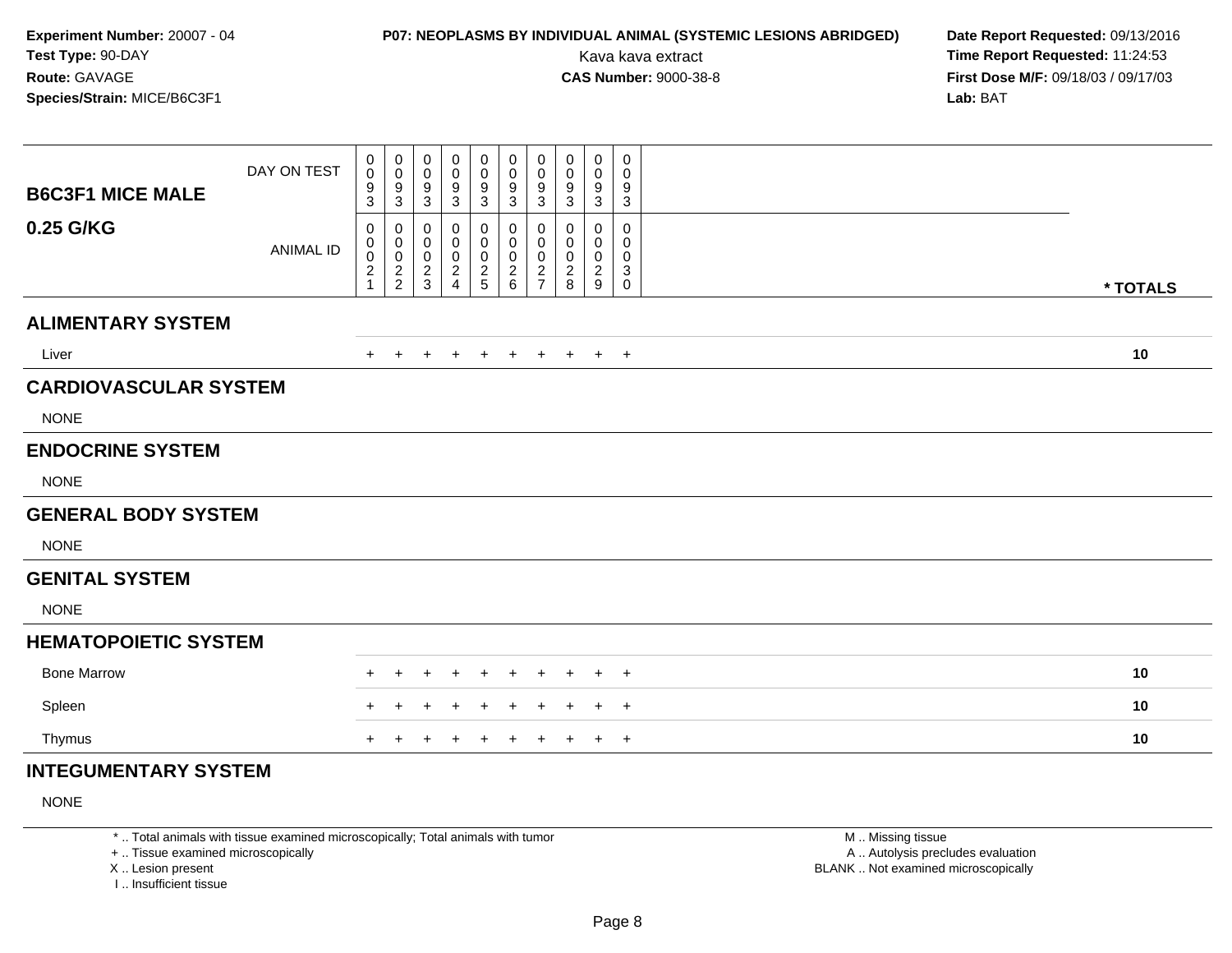**Experiment Number:** 20007 - 04
**Test Type:** 90-DAY
**Route:** GAVAGE
**Species/Strain:** MICE/B6C3F1

**P07: NEOPLASMS BY INDIVIDUAL ANIMAL (SYSTEMIC LESIONS ABRIDGED)**
Kava kava extract
**CAS Number:** 9000-38-8

**Date Report Requested:** 09/13/2016
**Time Report Requested:** 11:24:53
**First Dose M/F:** 09/18/03 / 09/17/03
**Lab:** BAT

| B6C3F1 MICE MALE 0.25 G/KG | | | | | | | | | | | |
|---|---|---|---|---|---|---|---|---|---|---|---|
| DAY ON TEST | 0093 | 0093 | 0093 | 0093 | 0093 | 0093 | 0093 | 0093 | 0093 | 0093 | |
| ANIMAL ID | 00021 | 00022 | 00023 | 00024 | 00025 | 00026 | 00027 | 00028 | 00029 | 00030 | * TOTALS |
| **ALIMENTARY SYSTEM** | | | | | | | | | | | |
| Liver | + | + | + | + | + | + | + | + | + | + | 10 |
| **CARDIOVASCULAR SYSTEM** | | | | | | | | | | | |
| NONE | | | | | | | | | | | |
| **ENDOCRINE SYSTEM** | | | | | | | | | | | |
| NONE | | | | | | | | | | | |
| **GENERAL BODY SYSTEM** | | | | | | | | | | | |
| NONE | | | | | | | | | | | |
| **GENITAL SYSTEM** | | | | | | | | | | | |
| NONE | | | | | | | | | | | |
| **HEMATOPOIETIC SYSTEM** | | | | | | | | | | | |
| Bone Marrow | + | + | + | + | + | + | + | + | + | + | 10 |
| Spleen | + | + | + | + | + | + | + | + | + | + | 10 |
| Thymus | + | + | + | + | + | + | + | + | + | + | 10 |
| **INTEGUMENTARY SYSTEM** | | | | | | | | | | | |
| NONE | | | | | | | | | | | |

* .. Total animals with tissue examined microscopically; Total animals with tumor
+ .. Tissue examined microscopically
X .. Lesion present
I .. Insufficient tissue

M .. Missing tissue
A .. Autolysis precludes evaluation
BLANK .. Not examined microscopically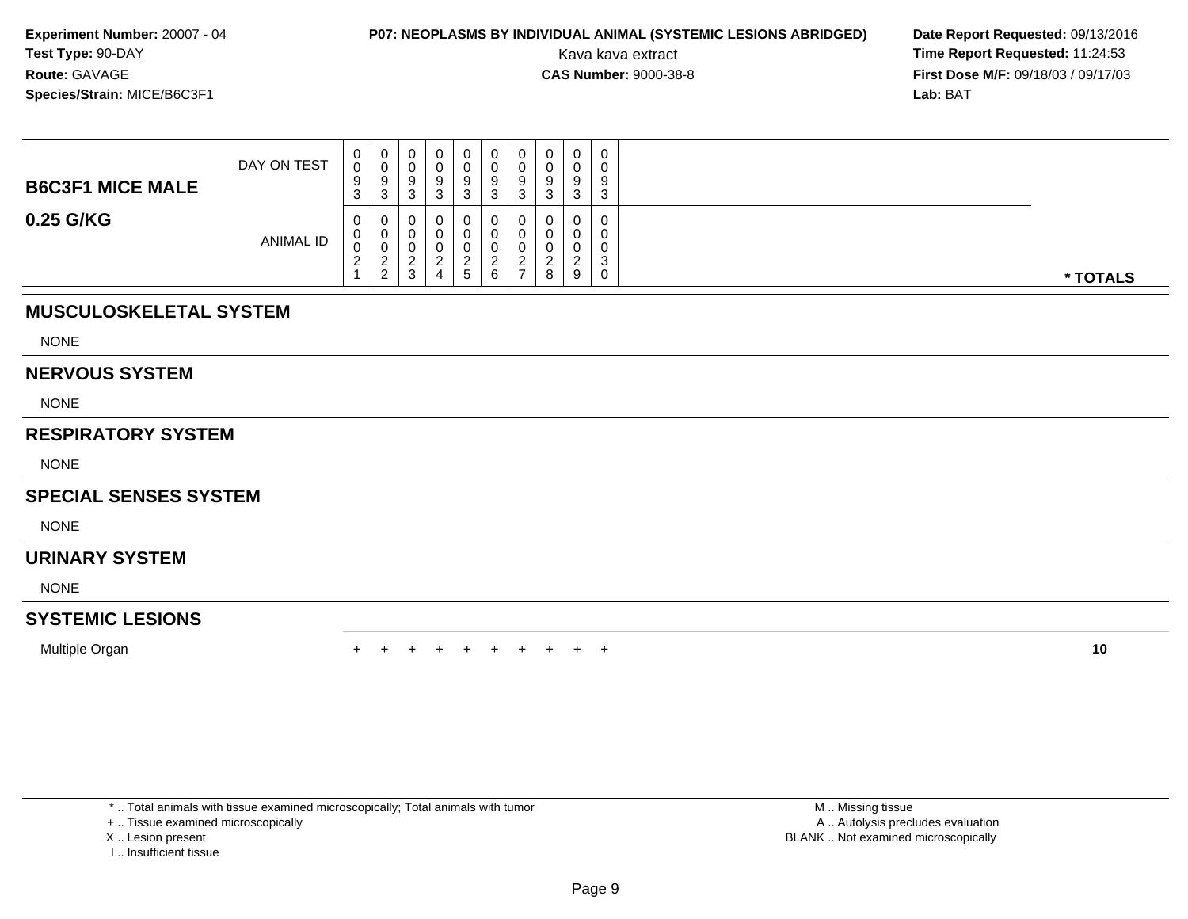**Experiment Number:** 20007 - 04
**Test Type:** 90-DAY
**Route:** GAVAGE
**Species/Strain:** MICE/B6C3F1

**P07: NEOPLASMS BY INDIVIDUAL ANIMAL (SYSTEMIC LESIONS ABRIDGED)**
Kava kava extract
**CAS Number:** 9000-38-8

**Date Report Requested:** 09/13/2016
**Time Report Requested:** 11:24:53
**First Dose M/F:** 09/18/03 / 09/17/03
**Lab:** BAT

| B6C3F1 MICE MALE 0.25 G/KG | | | | | | | | | | | |
|---|---|---|---|---|---|---|---|---|---|---|---|
| DAY ON TEST | 0093 | 0093 | 0093 | 0093 | 0093 | 0093 | 0093 | 0093 | 0093 | 0093 | |
| ANIMAL ID | 00021 | 00022 | 00023 | 00024 | 00025 | 00026 | 00027 | 00028 | 00029 | 00030 | * TOTALS |
| **MUSCULOSKELETAL SYSTEM** | | | | | | | | | | | |
| NONE | | | | | | | | | | | |
| **NERVOUS SYSTEM** | | | | | | | | | | | |
| NONE | | | | | | | | | | | |
| **RESPIRATORY SYSTEM** | | | | | | | | | | | |
| NONE | | | | | | | | | | | |
| **SPECIAL SENSES SYSTEM** | | | | | | | | | | | |
| NONE | | | | | | | | | | | |
| **URINARY SYSTEM** | | | | | | | | | | | |
| NONE | | | | | | | | | | | |
| **SYSTEMIC LESIONS** | | | | | | | | | | | |
| Multiple Organ | + | + | + | + | + | + | + | + | + | + | **10** |

* .. Total animals with tissue examined microscopically; Total animals with tumor
+ .. Tissue examined microscopically
X .. Lesion present
I .. Insufficient tissue

M .. Missing tissue
A .. Autolysis precludes evaluation
BLANK .. Not examined microscopically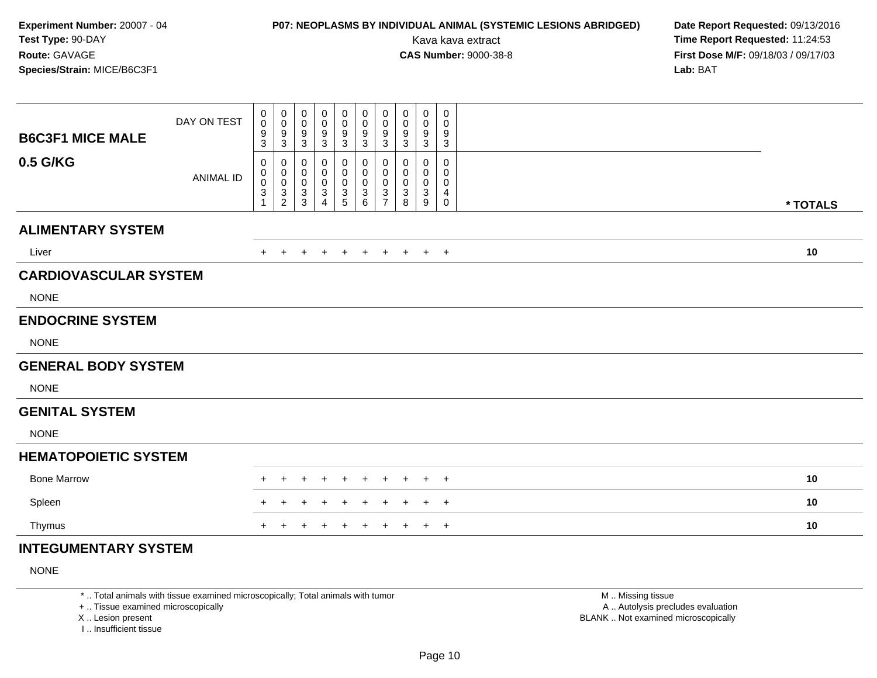**Experiment Number:** 20007 - 04
**Test Type:** 90-DAY
**Route:** GAVAGE
**Species/Strain:** MICE/B6C3F1

**P07: NEOPLASMS BY INDIVIDUAL ANIMAL (SYSTEMIC LESIONS ABRIDGED)**
Kava kava extract
**CAS Number:** 9000-38-8

**Date Report Requested:** 09/13/2016
**Time Report Requested:** 11:24:53
**First Dose M/F:** 09/18/03 / 09/17/03
**Lab:** BAT

| B6C3F1 MICE MALE 0.5 G/KG | | | | | | | | | | | |
|---|---|---|---|---|---|---|---|---|---|---|---|
| DAY ON TEST | 0093 | 0093 | 0093 | 0093 | 0093 | 0093 | 0093 | 0093 | 0093 | 0093 | |
| ANIMAL ID | 00031 | 00032 | 00033 | 00034 | 00035 | 00036 | 00037 | 00038 | 00039 | 00040 | * TOTALS |
| **ALIMENTARY SYSTEM** | | | | | | | | | | | |
| Liver | + | + | + | + | + | + | + | + | + | + | 10 |
| **CARDIOVASCULAR SYSTEM** | | | | | | | | | | | |
| NONE | | | | | | | | | | | |
| **ENDOCRINE SYSTEM** | | | | | | | | | | | |
| NONE | | | | | | | | | | | |
| **GENERAL BODY SYSTEM** | | | | | | | | | | | |
| NONE | | | | | | | | | | | |
| **GENITAL SYSTEM** | | | | | | | | | | | |
| NONE | | | | | | | | | | | |
| **HEMATOPOIETIC SYSTEM** | | | | | | | | | | | |
| Bone Marrow | + | + | + | + | + | + | + | + | + | + | 10 |
| Spleen | + | + | + | + | + | + | + | + | + | + | 10 |
| Thymus | + | + | + | + | + | + | + | + | + | + | 10 |
| **INTEGUMENTARY SYSTEM** | | | | | | | | | | | |
| NONE | | | | | | | | | | | |

* .. Total animals with tissue examined microscopically; Total animals with tumor
+ .. Tissue examined microscopically
X .. Lesion present
I .. Insufficient tissue

M .. Missing tissue
A .. Autolysis precludes evaluation
BLANK .. Not examined microscopically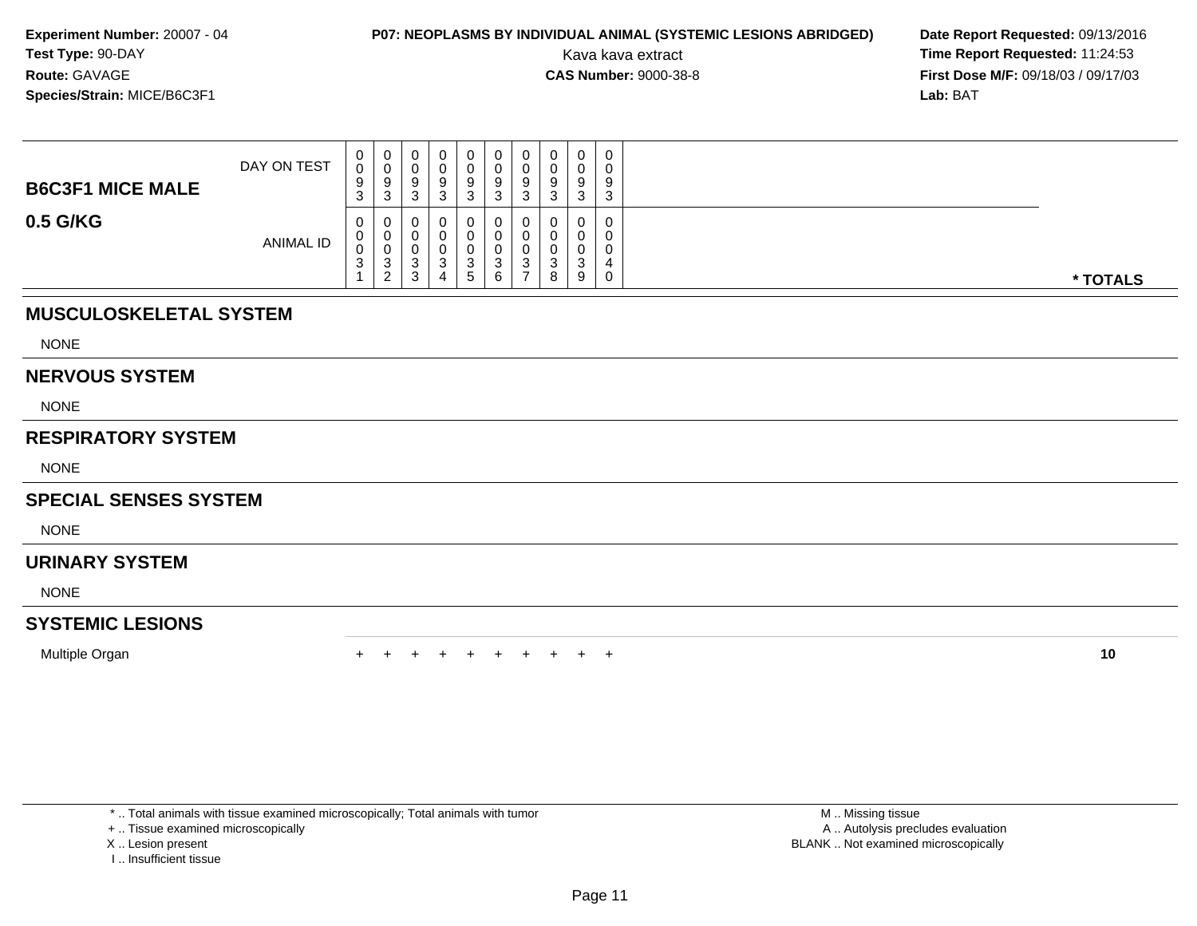**Experiment Number:** 20007 - 04
**Test Type:** 90-DAY
**Route:** GAVAGE
**Species/Strain:** MICE/B6C3F1

**P07: NEOPLASMS BY INDIVIDUAL ANIMAL (SYSTEMIC LESIONS ABRIDGED)**
Kava kava extract
**CAS Number:** 9000-38-8

**Date Report Requested:** 09/13/2016
**Time Report Requested:** 11:24:53
**First Dose M/F:** 09/18/03 / 09/17/03
**Lab:** BAT

| **B6C3F1 MICE MALE** **0.5 G/KG** | | | | | | | | | | | |
|---|---|---|---|---|---|---|---|---|---|---|---|
| DAY ON TEST | 0093 | 0093 | 0093 | 0093 | 0093 | 0093 | 0093 | 0093 | 0093 | 0093 | |
| ANIMAL ID | 00031 | 00032 | 00033 | 00034 | 00035 | 00036 | 00037 | 00038 | 00039 | 00040 | * TOTALS |
| **MUSCULOSKELETAL SYSTEM** | | | | | | | | | | | |
| NONE | | | | | | | | | | | |
| **NERVOUS SYSTEM** | | | | | | | | | | | |
| NONE | | | | | | | | | | | |
| **RESPIRATORY SYSTEM** | | | | | | | | | | | |
| NONE | | | | | | | | | | | |
| **SPECIAL SENSES SYSTEM** | | | | | | | | | | | |
| NONE | | | | | | | | | | | |
| **URINARY SYSTEM** | | | | | | | | | | | |
| NONE | | | | | | | | | | | |
| **SYSTEMIC LESIONS** | | | | | | | | | | | |
| Multiple Organ | + | + | + | + | + | + | + | + | + | + | **10** |

* .. Total animals with tissue examined microscopically; Total animals with tumor
+ .. Tissue examined microscopically
X .. Lesion present
I .. Insufficient tissue

M .. Missing tissue
A .. Autolysis precludes evaluation
BLANK .. Not examined microscopically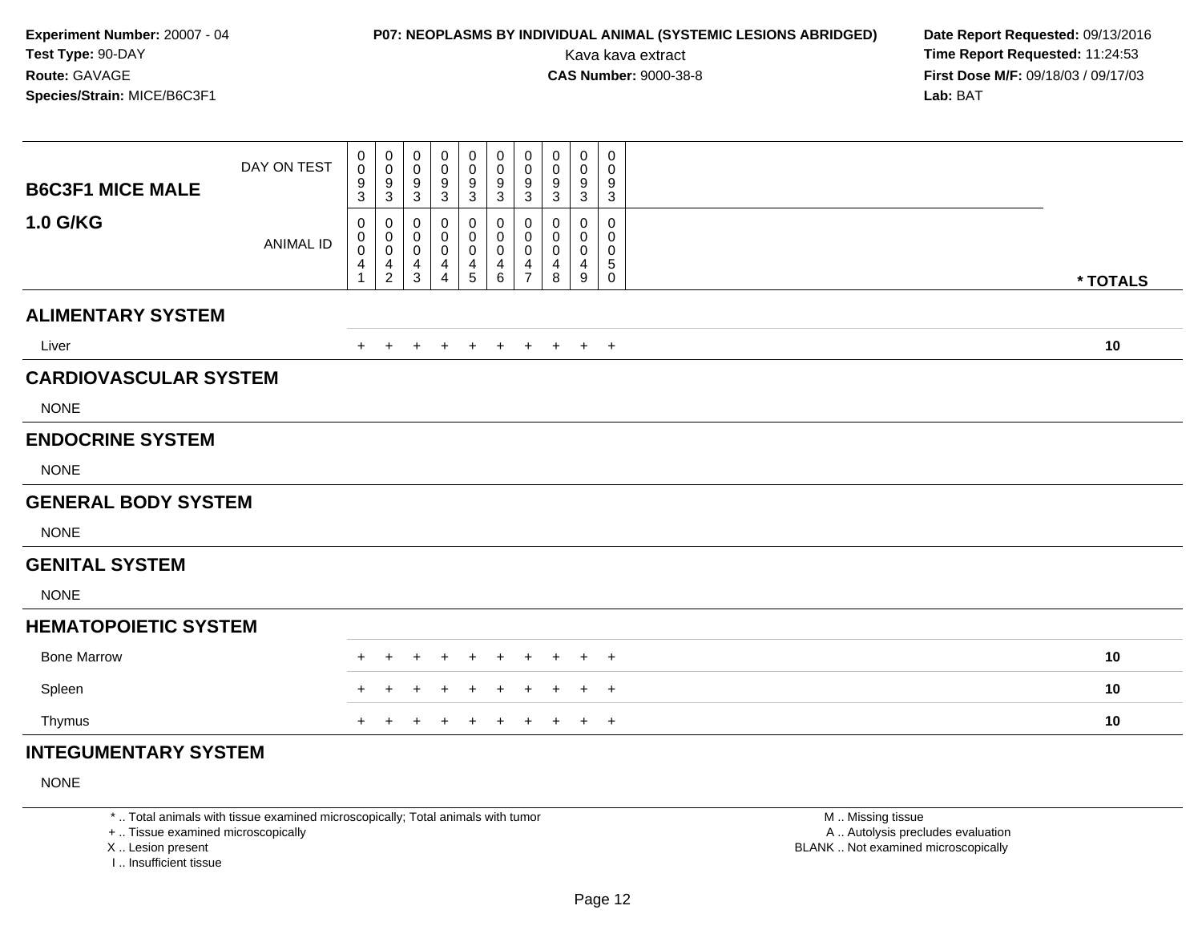**Experiment Number:** 20007 - 04
**Test Type:** 90-DAY
**Route:** GAVAGE
**Species/Strain:** MICE/B6C3F1

**P07: NEOPLASMS BY INDIVIDUAL ANIMAL (SYSTEMIC LESIONS ABRIDGED)**
Kava kava extract
**CAS Number:** 9000-38-8

**Date Report Requested:** 09/13/2016
**Time Report Requested:** 11:24:53
**First Dose M/F:** 09/18/03 / 09/17/03
**Lab:** BAT

| B6C3F1 MICE MALE 1.0 G/KG | | | | | | | | | | | |
|---|---|---|---|---|---|---|---|---|---|---|---|
| DAY ON TEST | 0093 | 0093 | 0093 | 0093 | 0093 | 0093 | 0093 | 0093 | 0093 | 0093 | |
| ANIMAL ID | 00041 | 00042 | 00043 | 00044 | 00045 | 00046 | 00047 | 00048 | 00049 | 00050 | * TOTALS |
| **ALIMENTARY SYSTEM** | | | | | | | | | | | |
| Liver | + | + | + | + | + | + | + | + | + | + | 10 |
| **CARDIOVASCULAR SYSTEM** | | | | | | | | | | | |
| NONE | | | | | | | | | | | |
| **ENDOCRINE SYSTEM** | | | | | | | | | | | |
| NONE | | | | | | | | | | | |
| **GENERAL BODY SYSTEM** | | | | | | | | | | | |
| NONE | | | | | | | | | | | |
| **GENITAL SYSTEM** | | | | | | | | | | | |
| NONE | | | | | | | | | | | |
| **HEMATOPOIETIC SYSTEM** | | | | | | | | | | | |
| Bone Marrow | + | + | + | + | + | + | + | + | + | + | 10 |
| Spleen | + | + | + | + | + | + | + | + | + | + | 10 |
| Thymus | + | + | + | + | + | + | + | + | + | + | 10 |
| **INTEGUMENTARY SYSTEM** | | | | | | | | | | | |
| NONE | | | | | | | | | | | |

* .. Total animals with tissue examined microscopically; Total animals with tumor
+ .. Tissue examined microscopically
X .. Lesion present
I .. Insufficient tissue

M .. Missing tissue
A .. Autolysis precludes evaluation
BLANK .. Not examined microscopically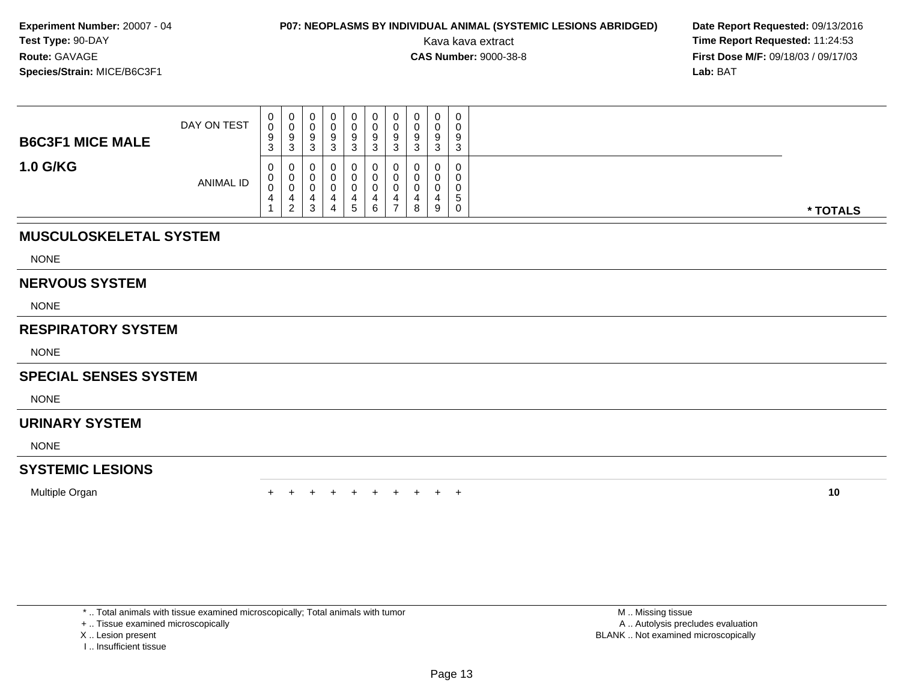**Experiment Number:** 20007 - 04
**Test Type:** 90-DAY
**Route:** GAVAGE
**Species/Strain:** MICE/B6C3F1

**P07: NEOPLASMS BY INDIVIDUAL ANIMAL (SYSTEMIC LESIONS ABRIDGED)**
Kava kava extract
**CAS Number:** 9000-38-8

**Date Report Requested:** 09/13/2016
**Time Report Requested:** 11:24:53
**First Dose M/F:** 09/18/03 / 09/17/03
**Lab:** BAT

| B6C3F1 MICE MALE 1.0 G/KG | | | | | | | | | | | |
|---|---|---|---|---|---|---|---|---|---|---|---|
| DAY ON TEST | 0093 | 0093 | 0093 | 0093 | 0093 | 0093 | 0093 | 0093 | 0093 | 0093 | |
| ANIMAL ID | 00041 | 00042 | 00043 | 00044 | 00045 | 00046 | 00047 | 00048 | 00049 | 00050 | * TOTALS |
| **MUSCULOSKELETAL SYSTEM** | | | | | | | | | | | |
| NONE | | | | | | | | | | | |
| **NERVOUS SYSTEM** | | | | | | | | | | | |
| NONE | | | | | | | | | | | |
| **RESPIRATORY SYSTEM** | | | | | | | | | | | |
| NONE | | | | | | | | | | | |
| **SPECIAL SENSES SYSTEM** | | | | | | | | | | | |
| NONE | | | | | | | | | | | |
| **URINARY SYSTEM** | | | | | | | | | | | |
| NONE | | | | | | | | | | | |
| **SYSTEMIC LESIONS** | | | | | | | | | | | |
| Multiple Organ | + | + | + | + | + | + | + | + | + | + | 10 |

* .. Total animals with tissue examined microscopically; Total animals with tumor
+ .. Tissue examined microscopically
X .. Lesion present
I .. Insufficient tissue

M .. Missing tissue
A .. Autolysis precludes evaluation
BLANK .. Not examined microscopically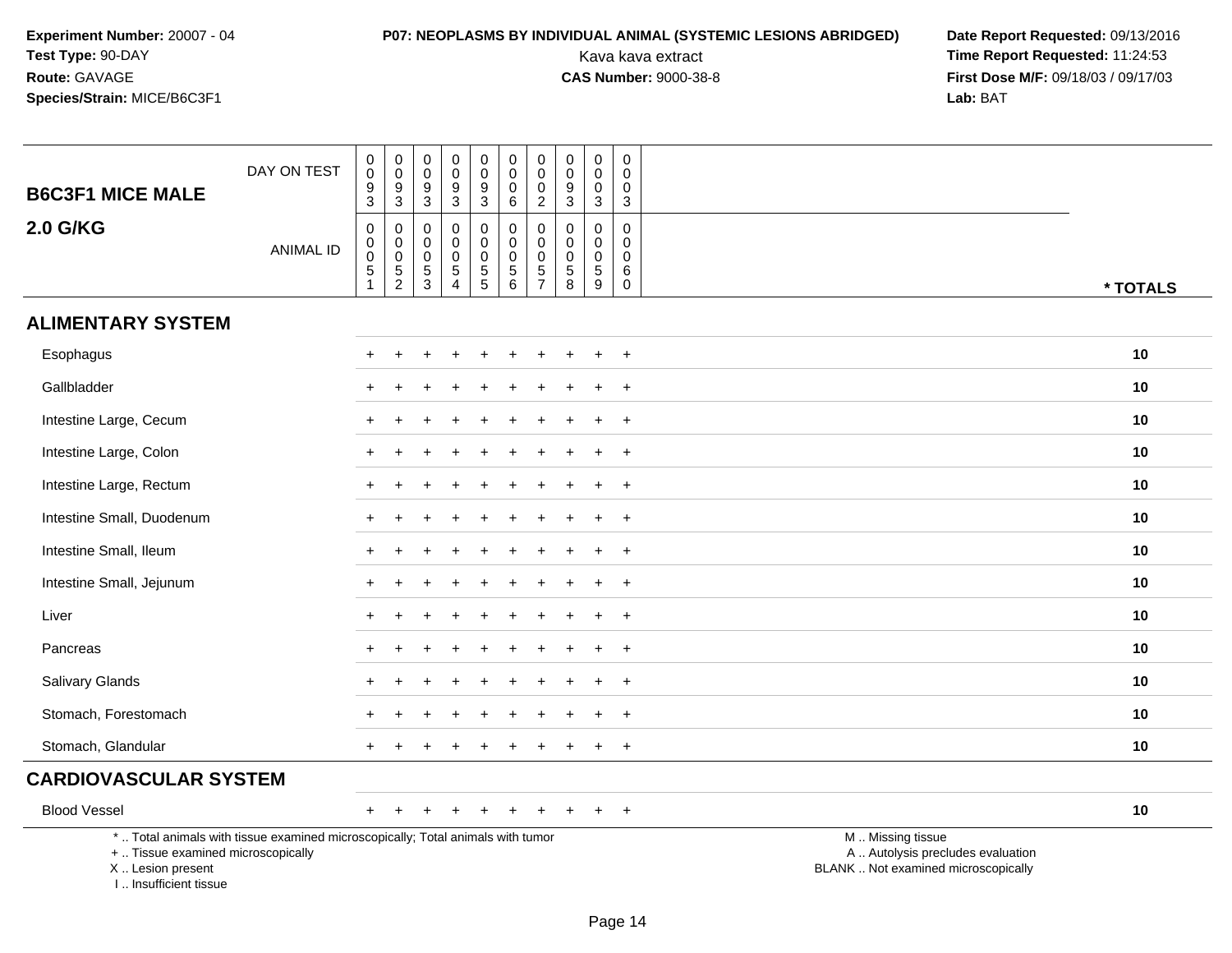**Experiment Number:** 20007 - 04
**Test Type:** 90-DAY
**Route:** GAVAGE
**Species/Strain:** MICE/B6C3F1

**P07: NEOPLASMS BY INDIVIDUAL ANIMAL (SYSTEMIC LESIONS ABRIDGED)**
Kava kava extract
**CAS Number:** 9000-38-8

**Date Report Requested:** 09/13/2016
**Time Report Requested:** 11:24:53
**First Dose M/F:** 09/18/03 / 09/17/03
**Lab:** BAT

| B6C3F1 MICE MALE 2.0 G/KG | | | | | | | | | | | |
|---|---|---|---|---|---|---|---|---|---|---|---|
| DAY ON TEST | 0093 | 0093 | 0093 | 0093 | 0093 | 0006 | 0002 | 0093 | 0003 | 0003 | |
| ANIMAL ID | 00051 | 00052 | 00053 | 00054 | 00055 | 00056 | 00057 | 00058 | 00059 | 00060 | * TOTALS |
| **ALIMENTARY SYSTEM** | | | | | | | | | | | |
| Esophagus | + | + | + | + | + | + | + | + | + | + | 10 |
| Gallbladder | + | + | + | + | + | + | + | + | + | + | 10 |
| Intestine Large, Cecum | + | + | + | + | + | + | + | + | + | + | 10 |
| Intestine Large, Colon | + | + | + | + | + | + | + | + | + | + | 10 |
| Intestine Large, Rectum | + | + | + | + | + | + | + | + | + | + | 10 |
| Intestine Small, Duodenum | + | + | + | + | + | + | + | + | + | + | 10 |
| Intestine Small, Ileum | + | + | + | + | + | + | + | + | + | + | 10 |
| Intestine Small, Jejunum | + | + | + | + | + | + | + | + | + | + | 10 |
| Liver | + | + | + | + | + | + | + | + | + | + | 10 |
| Pancreas | + | + | + | + | + | + | + | + | + | + | 10 |
| Salivary Glands | + | + | + | + | + | + | + | + | + | + | 10 |
| Stomach, Forestomach | + | + | + | + | + | + | + | + | + | + | 10 |
| Stomach, Glandular | + | + | + | + | + | + | + | + | + | + | 10 |
| **CARDIOVASCULAR SYSTEM** | | | | | | | | | | | |
| Blood Vessel | + | + | + | + | + | + | + | + | + | + | 10 |

* .. Total animals with tissue examined microscopically; Total animals with tumor
+ .. Tissue examined microscopically
X .. Lesion present
I .. Insufficient tissue

M .. Missing tissue
A .. Autolysis precludes evaluation
BLANK .. Not examined microscopically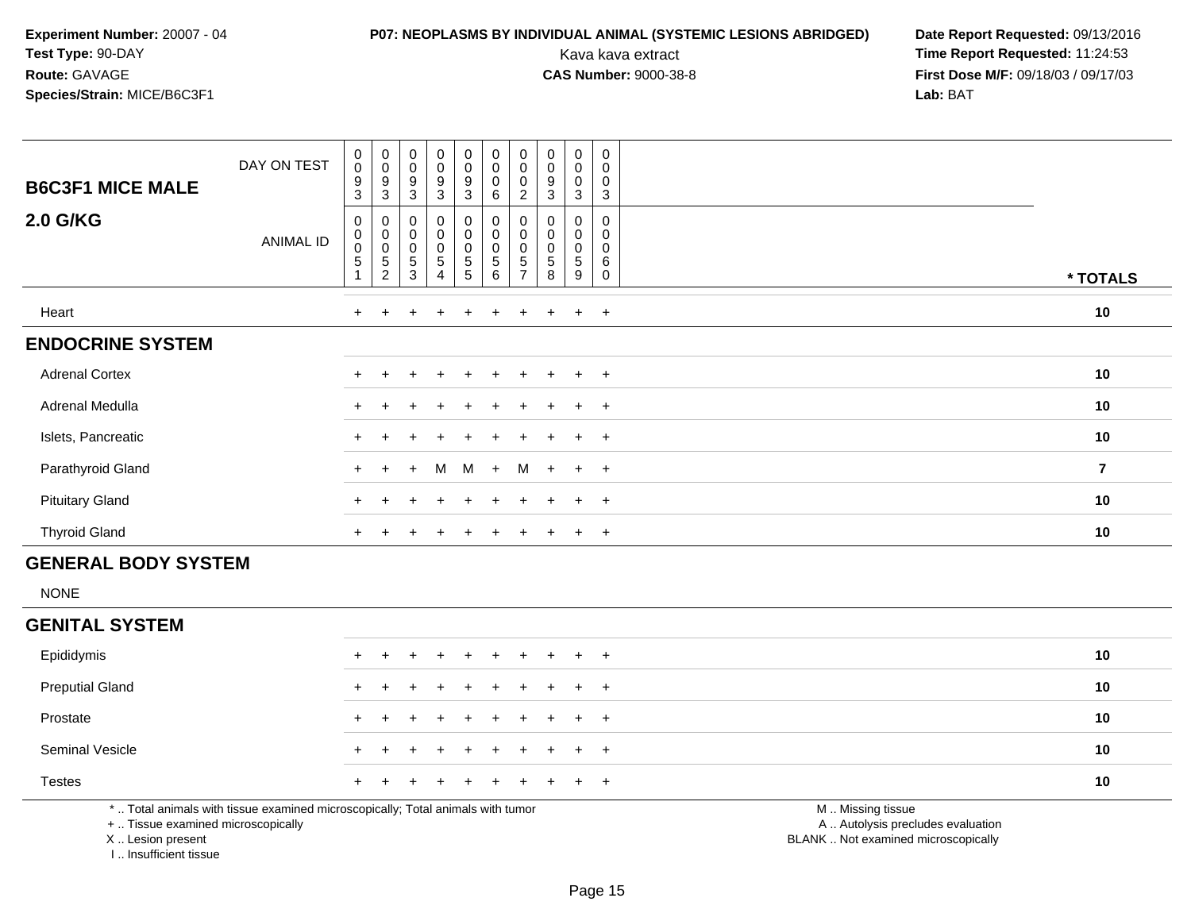**Experiment Number:** 20007 - 04
**Test Type:** 90-DAY
**Route:** GAVAGE
**Species/Strain:** MICE/B6C3F1

**P07: NEOPLASMS BY INDIVIDUAL ANIMAL (SYSTEMIC LESIONS ABRIDGED)**
Kava kava extract
**CAS Number:** 9000-38-8

**Date Report Requested:** 09/13/2016
**Time Report Requested:** 11:24:53
**First Dose M/F:** 09/18/03 / 09/17/03
**Lab:** BAT

| B6C3F1 MICE MALE 2.0 G/KG | | | | | | | | | | | |
|---|---|---|---|---|---|---|---|---|---|---|---|
| DAY ON TEST | 0093 | 0093 | 0093 | 0093 | 0093 | 0006 | 0002 | 0093 | 0003 | 0003 | |
| ANIMAL ID | 00051 | 00052 | 00053 | 00054 | 00055 | 00056 | 00057 | 00058 | 00059 | 00060 | * TOTALS |
| Heart | + | + | + | + | + | + | + | + | + | + | 10 |
| **ENDOCRINE SYSTEM** | | | | | | | | | | | |
| Adrenal Cortex | + | + | + | + | + | + | + | + | + | + | 10 |
| Adrenal Medulla | + | + | + | + | + | + | + | + | + | + | 10 |
| Islets, Pancreatic | + | + | + | + | + | + | + | + | + | + | 10 |
| Parathyroid Gland | + | + | + | M | M | + | M | + | + | + | 7 |
| Pituitary Gland | + | + | + | + | + | + | + | + | + | + | 10 |
| Thyroid Gland | + | + | + | + | + | + | + | + | + | + | 10 |
| **GENERAL BODY SYSTEM** | | | | | | | | | | | |
| NONE | | | | | | | | | | | |
| **GENITAL SYSTEM** | | | | | | | | | | | |
| Epididymis | + | + | + | + | + | + | + | + | + | + | 10 |
| Preputial Gland | + | + | + | + | + | + | + | + | + | + | 10 |
| Prostate | + | + | + | + | + | + | + | + | + | + | 10 |
| Seminal Vesicle | + | + | + | + | + | + | + | + | + | + | 10 |
| Testes | + | + | + | + | + | + | + | + | + | + | 10 |

* .. Total animals with tissue examined microscopically; Total animals with tumor
+ .. Tissue examined microscopically
X .. Lesion present
I .. Insufficient tissue

M .. Missing tissue
A .. Autolysis precludes evaluation
BLANK .. Not examined microscopically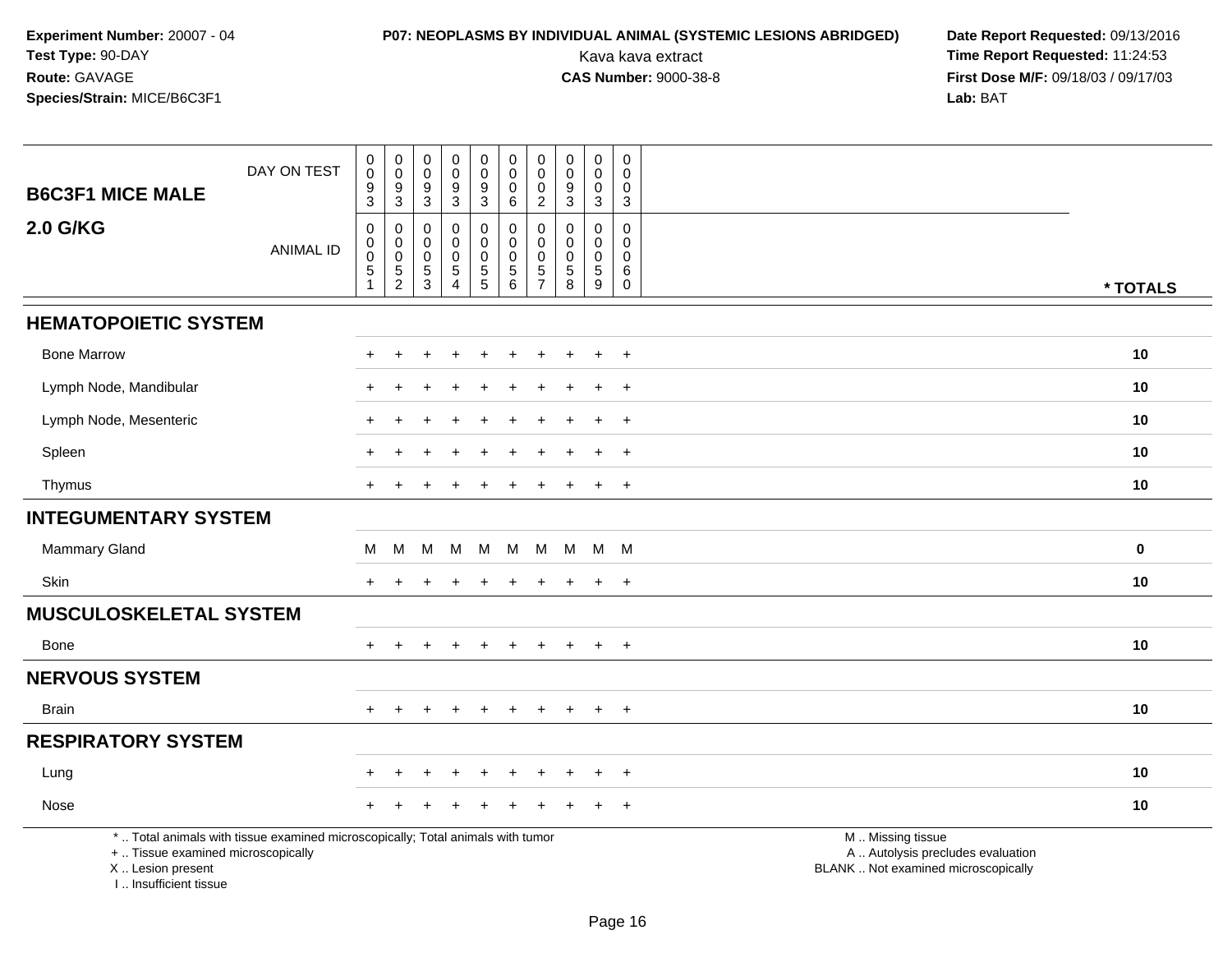**Experiment Number:** 20007 - 04
**Test Type:** 90-DAY
**Route:** GAVAGE
**Species/Strain:** MICE/B6C3F1

**P07: NEOPLASMS BY INDIVIDUAL ANIMAL (SYSTEMIC LESIONS ABRIDGED)**
Kava kava extract
**CAS Number:** 9000-38-8

**Date Report Requested:** 09/13/2016
**Time Report Requested:** 11:24:53
**First Dose M/F:** 09/18/03 / 09/17/03
**Lab:** BAT

| B6C3F1 MICE MALE 2.0 G/KG | | | | | | | | | | | |
|---|---|---|---|---|---|---|---|---|---|---|---|
| DAY ON TEST | 0093 | 0093 | 0093 | 0093 | 0093 | 0006 | 0002 | 0093 | 0003 | 0003 | |
| ANIMAL ID | 00051 | 00052 | 00053 | 00054 | 00055 | 00056 | 00057 | 00058 | 00059 | 00060 | * TOTALS |
| **HEMATOPOIETIC SYSTEM** | | | | | | | | | | | |
| Bone Marrow | + | + | + | + | + | + | + | + | + | + | 10 |
| Lymph Node, Mandibular | + | + | + | + | + | + | + | + | + | + | 10 |
| Lymph Node, Mesenteric | + | + | + | + | + | + | + | + | + | + | 10 |
| Spleen | + | + | + | + | + | + | + | + | + | + | 10 |
| Thymus | + | + | + | + | + | + | + | + | + | + | 10 |
| **INTEGUMENTARY SYSTEM** | | | | | | | | | | | |
| Mammary Gland | M | M | M | M | M | M | M | M | M | M | 0 |
| Skin | + | + | + | + | + | + | + | + | + | + | 10 |
| **MUSCULOSKELETAL SYSTEM** | | | | | | | | | | | |
| Bone | + | + | + | + | + | + | + | + | + | + | 10 |
| **NERVOUS SYSTEM** | | | | | | | | | | | |
| Brain | + | + | + | + | + | + | + | + | + | + | 10 |
| **RESPIRATORY SYSTEM** | | | | | | | | | | | |
| Lung | + | + | + | + | + | + | + | + | + | + | 10 |
| Nose | + | + | + | + | + | + | + | + | + | + | 10 |

* .. Total animals with tissue examined microscopically; Total animals with tumor
+ .. Tissue examined microscopically
X .. Lesion present
I .. Insufficient tissue

M .. Missing tissue
A .. Autolysis precludes evaluation
BLANK .. Not examined microscopically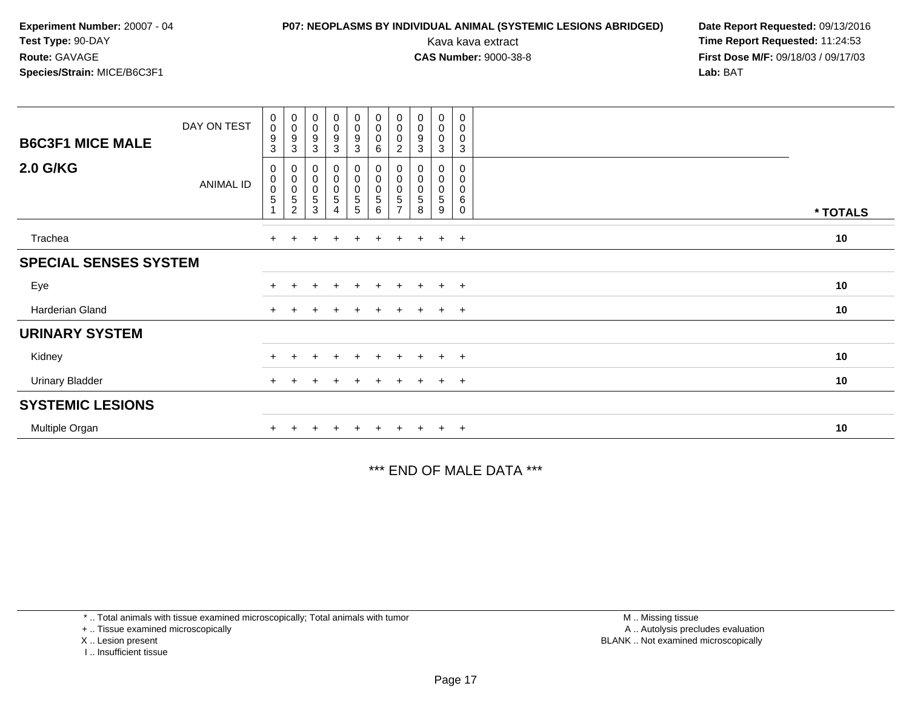**Experiment Number:** 20007 - 04
**Test Type:** 90-DAY
**Route:** GAVAGE
**Species/Strain:** MICE/B6C3F1

**P07: NEOPLASMS BY INDIVIDUAL ANIMAL (SYSTEMIC LESIONS ABRIDGED)**
Kava kava extract
**CAS Number:** 9000-38-8

**Date Report Requested:** 09/13/2016
**Time Report Requested:** 11:24:53
**First Dose M/F:** 09/18/03 / 09/17/03
**Lab:** BAT

| B6C3F1 MICE MALE — DAY ON TEST | 0093 | 0093 | 0093 | 0093 | 0093 | 0006 | 0002 | 0093 | 0003 | 0003 | |
|---|---|---|---|---|---|---|---|---|---|---|---|
| **2.0 G/KG** — ANIMAL ID | 00051 | 00052 | 00053 | 00054 | 00055 | 00056 | 00057 | 00058 | 00059 | 00060 | * TOTALS |
| Trachea | + | + | + | + | + | + | + | + | + | + | 10 |
| **SPECIAL SENSES SYSTEM** | | | | | | | | | | | |
| Eye | + | + | + | + | + | + | + | + | + | + | 10 |
| Harderian Gland | + | + | + | + | + | + | + | + | + | + | 10 |
| **URINARY SYSTEM** | | | | | | | | | | | |
| Kidney | + | + | + | + | + | + | + | + | + | + | 10 |
| Urinary Bladder | + | + | + | + | + | + | + | + | + | + | 10 |
| **SYSTEMIC LESIONS** | | | | | | | | | | | |
| Multiple Organ | + | + | + | + | + | + | + | + | + | + | 10 |

*** END OF MALE DATA ***

* .. Total animals with tissue examined microscopically; Total animals with tumor
+ .. Tissue examined microscopically
X .. Lesion present
I .. Insufficient tissue

M .. Missing tissue
A .. Autolysis precludes evaluation
BLANK .. Not examined microscopically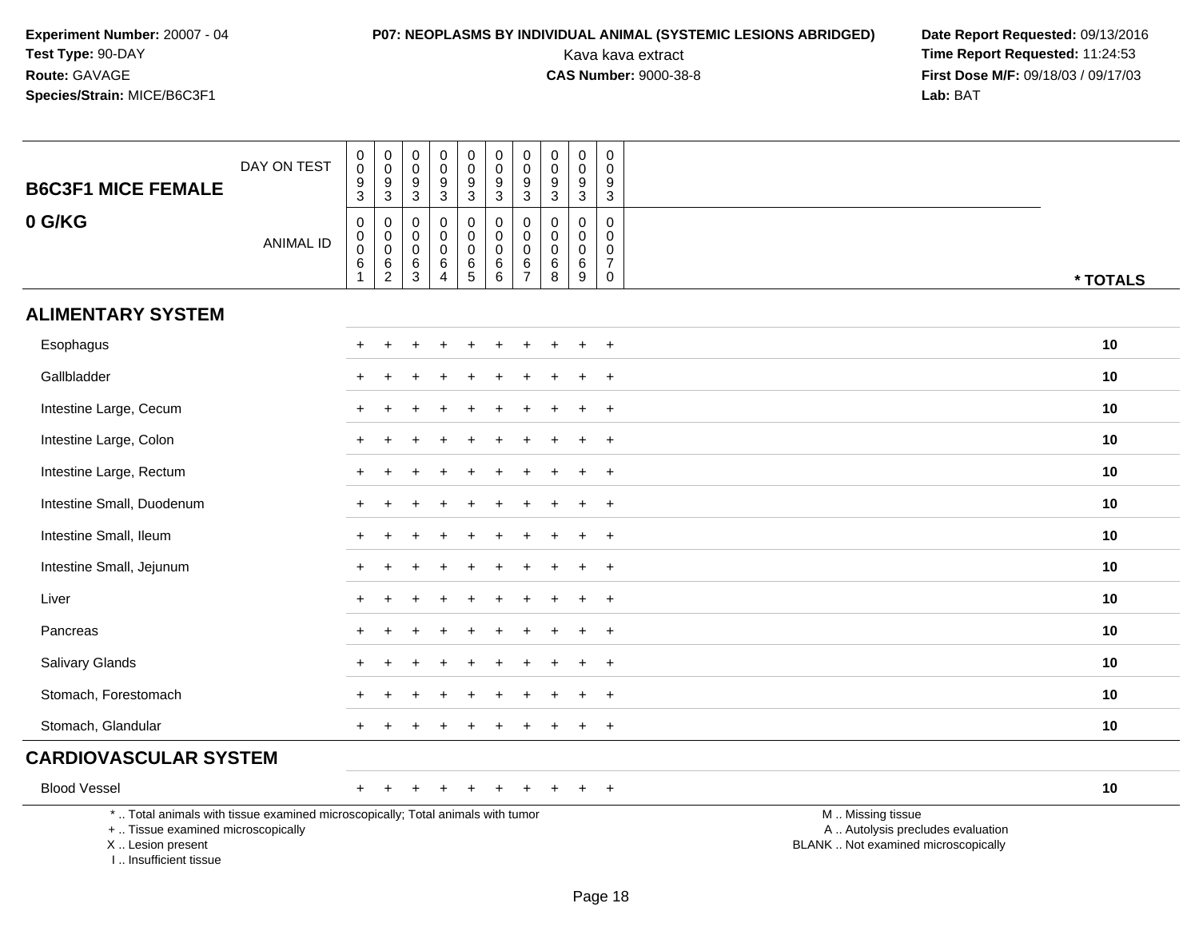**Experiment Number:** 20007 - 04
**Test Type:** 90-DAY
**Route:** GAVAGE
**Species/Strain:** MICE/B6C3F1

**P07: NEOPLASMS BY INDIVIDUAL ANIMAL (SYSTEMIC LESIONS ABRIDGED)**
Kava kava extract
**CAS Number:** 9000-38-8

**Date Report Requested:** 09/13/2016
**Time Report Requested:** 11:24:53
**First Dose M/F:** 09/18/03 / 09/17/03
**Lab:** BAT

| B6C3F1 MICE FEMALE 0 G/KG | | | | | | | | | | | |
|---|---|---|---|---|---|---|---|---|---|---|---|
| DAY ON TEST | 0093 | 0093 | 0093 | 0093 | 0093 | 0093 | 0093 | 0093 | 0093 | 0093 | |
| ANIMAL ID | 00061 | 00062 | 00063 | 00064 | 00065 | 00066 | 00067 | 00068 | 00069 | 00070 | * TOTALS |
| **ALIMENTARY SYSTEM** | | | | | | | | | | | |
| Esophagus | + | + | + | + | + | + | + | + | + | + | 10 |
| Gallbladder | + | + | + | + | + | + | + | + | + | + | 10 |
| Intestine Large, Cecum | + | + | + | + | + | + | + | + | + | + | 10 |
| Intestine Large, Colon | + | + | + | + | + | + | + | + | + | + | 10 |
| Intestine Large, Rectum | + | + | + | + | + | + | + | + | + | + | 10 |
| Intestine Small, Duodenum | + | + | + | + | + | + | + | + | + | + | 10 |
| Intestine Small, Ileum | + | + | + | + | + | + | + | + | + | + | 10 |
| Intestine Small, Jejunum | + | + | + | + | + | + | + | + | + | + | 10 |
| Liver | + | + | + | + | + | + | + | + | + | + | 10 |
| Pancreas | + | + | + | + | + | + | + | + | + | + | 10 |
| Salivary Glands | + | + | + | + | + | + | + | + | + | + | 10 |
| Stomach, Forestomach | + | + | + | + | + | + | + | + | + | + | 10 |
| Stomach, Glandular | + | + | + | + | + | + | + | + | + | + | 10 |
| **CARDIOVASCULAR SYSTEM** | | | | | | | | | | | |
| Blood Vessel | + | + | + | + | + | + | + | + | + | + | 10 |

* .. Total animals with tissue examined microscopically; Total animals with tumor
+ .. Tissue examined microscopically
X .. Lesion present
I .. Insufficient tissue

M .. Missing tissue
A .. Autolysis precludes evaluation
BLANK .. Not examined microscopically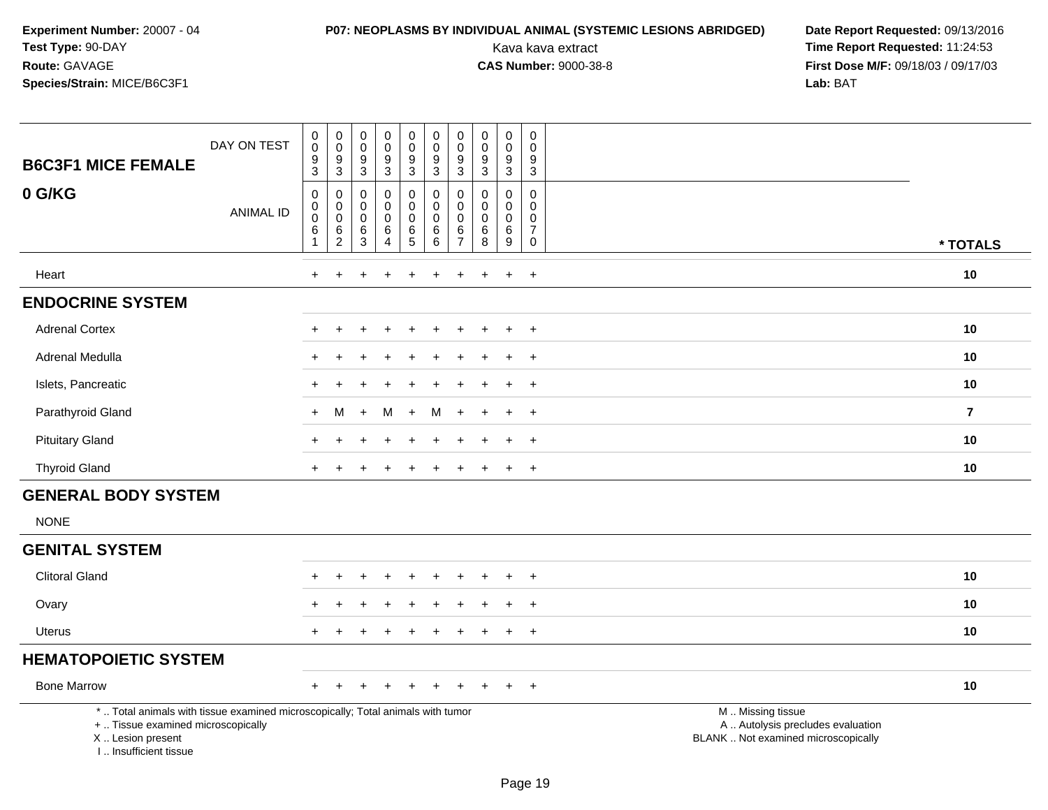**Experiment Number:** 20007 - 04
**Test Type:** 90-DAY
**Route:** GAVAGE
**Species/Strain:** MICE/B6C3F1

**P07: NEOPLASMS BY INDIVIDUAL ANIMAL (SYSTEMIC LESIONS ABRIDGED)**
Kava kava extract
**CAS Number:** 9000-38-8

**Date Report Requested:** 09/13/2016
**Time Report Requested:** 11:24:53
**First Dose M/F:** 09/18/03 / 09/17/03
**Lab:** BAT

| B6C3F1 MICE FEMALE 0 G/KG | | | | | | | | | | | |
|---|---|---|---|---|---|---|---|---|---|---|---|
| DAY ON TEST | 0093 | 0093 | 0093 | 0093 | 0093 | 0093 | 0093 | 0093 | 0093 | 0093 | |
| ANIMAL ID | 00061 | 00062 | 00063 | 00064 | 00065 | 00066 | 00067 | 00068 | 00069 | 00070 | * TOTALS |
| Heart | + | + | + | + | + | + | + | + | + | + | 10 |
| **ENDOCRINE SYSTEM** | | | | | | | | | | | |
| Adrenal Cortex | + | + | + | + | + | + | + | + | + | + | 10 |
| Adrenal Medulla | + | + | + | + | + | + | + | + | + | + | 10 |
| Islets, Pancreatic | + | + | + | + | + | + | + | + | + | + | 10 |
| Parathyroid Gland | + | M | + | M | + | M | + | + | + | + | 7 |
| Pituitary Gland | + | + | + | + | + | + | + | + | + | + | 10 |
| Thyroid Gland | + | + | + | + | + | + | + | + | + | + | 10 |
| **GENERAL BODY SYSTEM** | | | | | | | | | | | |
| NONE | | | | | | | | | | | |
| **GENITAL SYSTEM** | | | | | | | | | | | |
| Clitoral Gland | + | + | + | + | + | + | + | + | + | + | 10 |
| Ovary | + | + | + | + | + | + | + | + | + | + | 10 |
| Uterus | + | + | + | + | + | + | + | + | + | + | 10 |
| **HEMATOPOIETIC SYSTEM** | | | | | | | | | | | |
| Bone Marrow | + | + | + | + | + | + | + | + | + | + | 10 |

\* .. Total animals with tissue examined microscopically; Total animals with tumor
\+ .. Tissue examined microscopically
X .. Lesion present
I .. Insufficient tissue

M .. Missing tissue
A .. Autolysis precludes evaluation
BLANK .. Not examined microscopically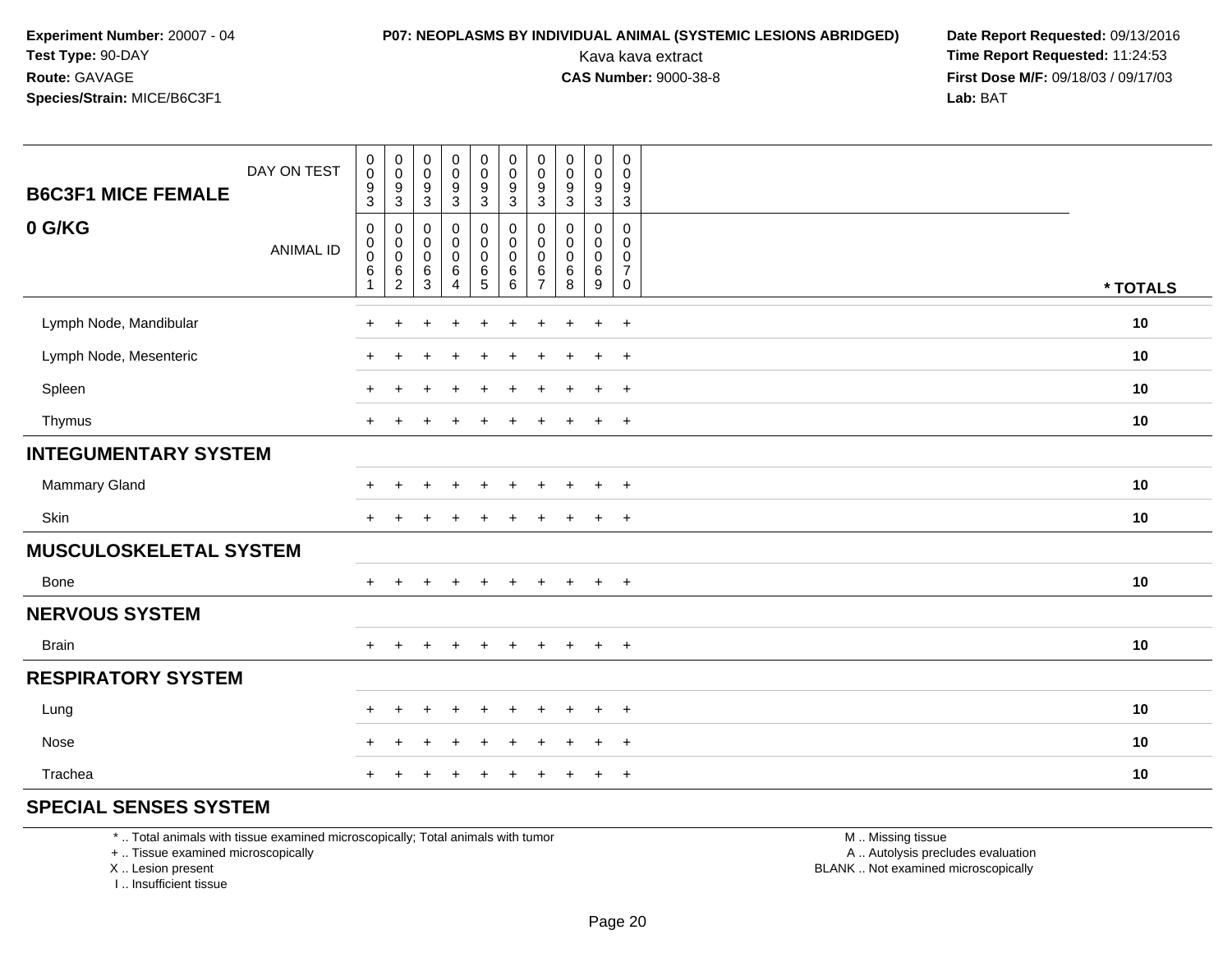**Experiment Number:** 20007 - 04
**Test Type:** 90-DAY
**Route:** GAVAGE
**Species/Strain:** MICE/B6C3F1

**P07: NEOPLASMS BY INDIVIDUAL ANIMAL (SYSTEMIC LESIONS ABRIDGED)**
Kava kava extract
**CAS Number:** 9000-38-8

**Date Report Requested:** 09/13/2016
**Time Report Requested:** 11:24:53
**First Dose M/F:** 09/18/03 / 09/17/03
**Lab:** BAT

| B6C3F1 MICE FEMALE | | | | | | | | | | | |
|---|---|---|---|---|---|---|---|---|---|---|---|
| DAY ON TEST | 0093 | 0093 | 0093 | 0093 | 0093 | 0093 | 0093 | 0093 | 0093 | 0093 | |
| **0 G/KG** ANIMAL ID | 00061 | 00062 | 00063 | 00064 | 00065 | 00066 | 00067 | 00068 | 00069 | 00070 | * TOTALS |
| Lymph Node, Mandibular | + | + | + | + | + | + | + | + | + | + | 10 |
| Lymph Node, Mesenteric | + | + | + | + | + | + | + | + | + | + | 10 |
| Spleen | + | + | + | + | + | + | + | + | + | + | 10 |
| Thymus | + | + | + | + | + | + | + | + | + | + | 10 |
| **INTEGUMENTARY SYSTEM** | | | | | | | | | | | |
| Mammary Gland | + | + | + | + | + | + | + | + | + | + | 10 |
| Skin | + | + | + | + | + | + | + | + | + | + | 10 |
| **MUSCULOSKELETAL SYSTEM** | | | | | | | | | | | |
| Bone | + | + | + | + | + | + | + | + | + | + | 10 |
| **NERVOUS SYSTEM** | | | | | | | | | | | |
| Brain | + | + | + | + | + | + | + | + | + | + | 10 |
| **RESPIRATORY SYSTEM** | | | | | | | | | | | |
| Lung | + | + | + | + | + | + | + | + | + | + | 10 |
| Nose | + | + | + | + | + | + | + | + | + | + | 10 |
| Trachea | + | + | + | + | + | + | + | + | + | + | 10 |
| **SPECIAL SENSES SYSTEM** | | | | | | | | | | | |

* .. Total animals with tissue examined microscopically; Total animals with tumor
+ .. Tissue examined microscopically
X .. Lesion present
I .. Insufficient tissue

M .. Missing tissue
A .. Autolysis precludes evaluation
BLANK .. Not examined microscopically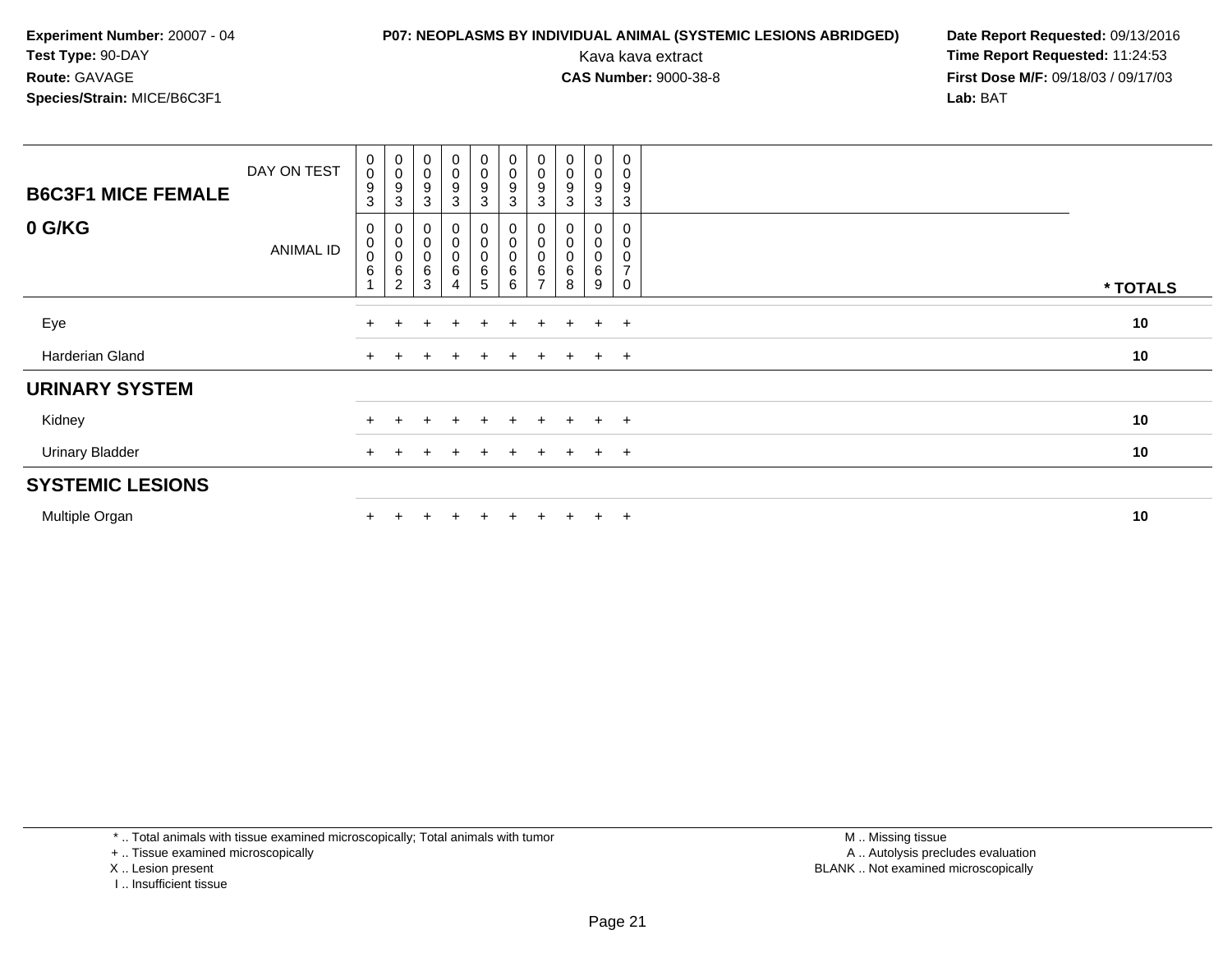**Experiment Number:** 20007 - 04
**Test Type:** 90-DAY
**Route:** GAVAGE
**Species/Strain:** MICE/B6C3F1

**P07: NEOPLASMS BY INDIVIDUAL ANIMAL (SYSTEMIC LESIONS ABRIDGED)**
Kava kava extract
**CAS Number:** 9000-38-8

**Date Report Requested:** 09/13/2016
**Time Report Requested:** 11:24:53
**First Dose M/F:** 09/18/03 / 09/17/03
**Lab:** BAT

| B6C3F1 MICE FEMALE / 0 G/KG | | | | | | | | | | | |
|---|---|---|---|---|---|---|---|---|---|---|---|
| DAY ON TEST | 0093 | 0093 | 0093 | 0093 | 0093 | 0093 | 0093 | 0093 | 0093 | 0093 | |
| ANIMAL ID | 00061 | 00062 | 00063 | 00064 | 00065 | 00066 | 00067 | 00068 | 00069 | 00070 | * TOTALS |
| Eye | + | + | + | + | + | + | + | + | + | + | 10 |
| Harderian Gland | + | + | + | + | + | + | + | + | + | + | 10 |
| **URINARY SYSTEM** | | | | | | | | | | | |
| Kidney | + | + | + | + | + | + | + | + | + | + | 10 |
| Urinary Bladder | + | + | + | + | + | + | + | + | + | + | 10 |
| **SYSTEMIC LESIONS** | | | | | | | | | | | |
| Multiple Organ | + | + | + | + | + | + | + | + | + | + | 10 |

* .. Total animals with tissue examined microscopically; Total animals with tumor
+ .. Tissue examined microscopically
X .. Lesion present
I .. Insufficient tissue

M .. Missing tissue
A .. Autolysis precludes evaluation
BLANK .. Not examined microscopically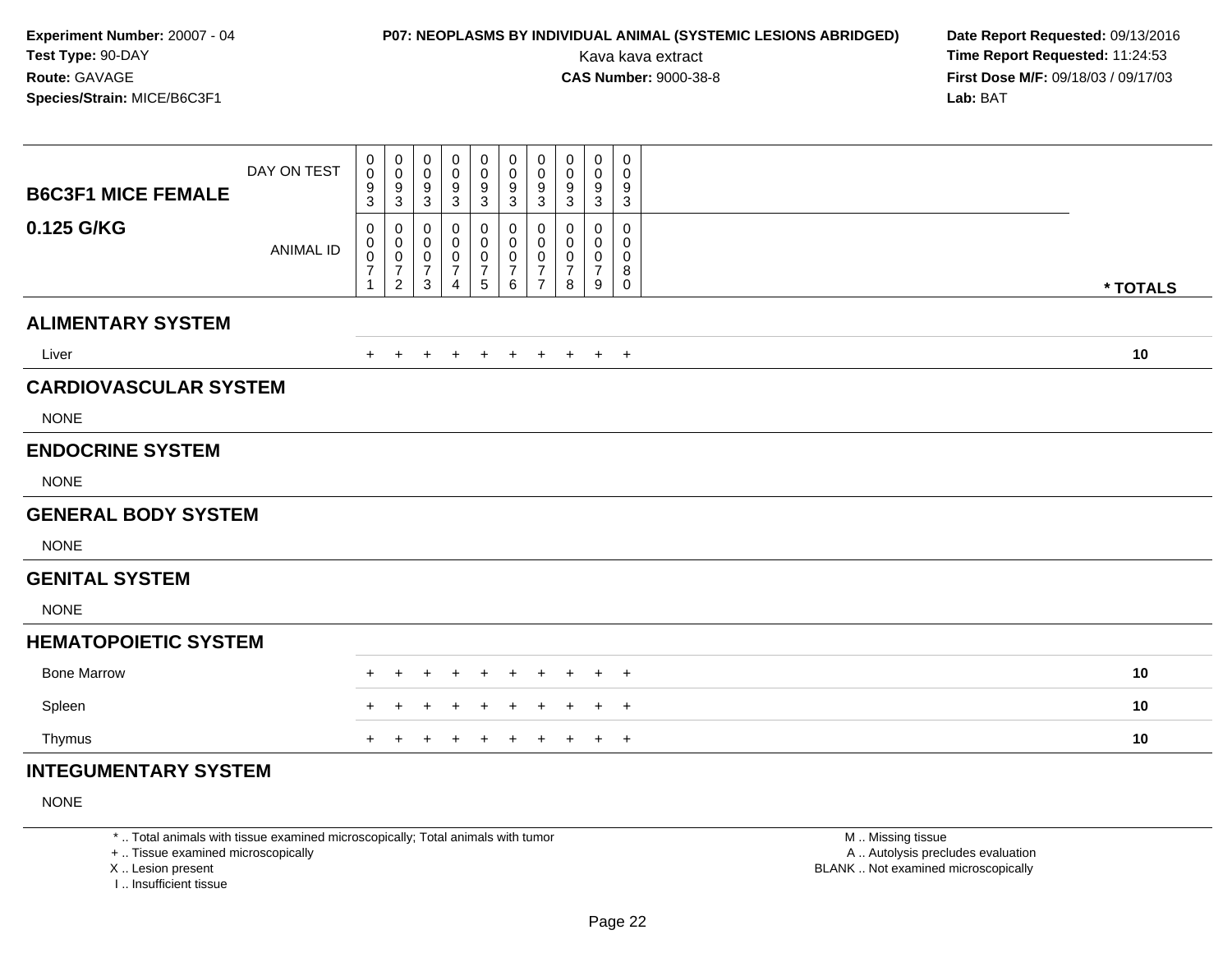**Experiment Number:** 20007 - 04
**Test Type:** 90-DAY
**Route:** GAVAGE
**Species/Strain:** MICE/B6C3F1

**P07: NEOPLASMS BY INDIVIDUAL ANIMAL (SYSTEMIC LESIONS ABRIDGED)**
Kava kava extract
**CAS Number:** 9000-38-8

**Date Report Requested:** 09/13/2016
**Time Report Requested:** 11:24:53
**First Dose M/F:** 09/18/03 / 09/17/03
**Lab:** BAT

| **B6C3F1 MICE FEMALE** DAY ON TEST | 0093 | 0093 | 0093 | 0093 | 0093 | 0093 | 0093 | 0093 | 0093 | 0093 | |
|---|---|---|---|---|---|---|---|---|---|---|---|
| **0.125 G/KG** ANIMAL ID | 00071 | 00072 | 00073 | 00074 | 00075 | 00076 | 00077 | 00078 | 00079 | 00080 | *** TOTALS** |
| **ALIMENTARY SYSTEM** | | | | | | | | | | | |
| Liver | + | + | + | + | + | + | + | + | + | + | **10** |
| **CARDIOVASCULAR SYSTEM** | | | | | | | | | | | |
| NONE | | | | | | | | | | | |
| **ENDOCRINE SYSTEM** | | | | | | | | | | | |
| NONE | | | | | | | | | | | |
| **GENERAL BODY SYSTEM** | | | | | | | | | | | |
| NONE | | | | | | | | | | | |
| **GENITAL SYSTEM** | | | | | | | | | | | |
| NONE | | | | | | | | | | | |
| **HEMATOPOIETIC SYSTEM** | | | | | | | | | | | |
| Bone Marrow | + | + | + | + | + | + | + | + | + | + | **10** |
| Spleen | + | + | + | + | + | + | + | + | + | + | **10** |
| Thymus | + | + | + | + | + | + | + | + | + | + | **10** |
| **INTEGUMENTARY SYSTEM** | | | | | | | | | | | |
| NONE | | | | | | | | | | | |

* .. Total animals with tissue examined microscopically; Total animals with tumor
+ .. Tissue examined microscopically
X .. Lesion present
I .. Insufficient tissue

M .. Missing tissue
A .. Autolysis precludes evaluation
BLANK .. Not examined microscopically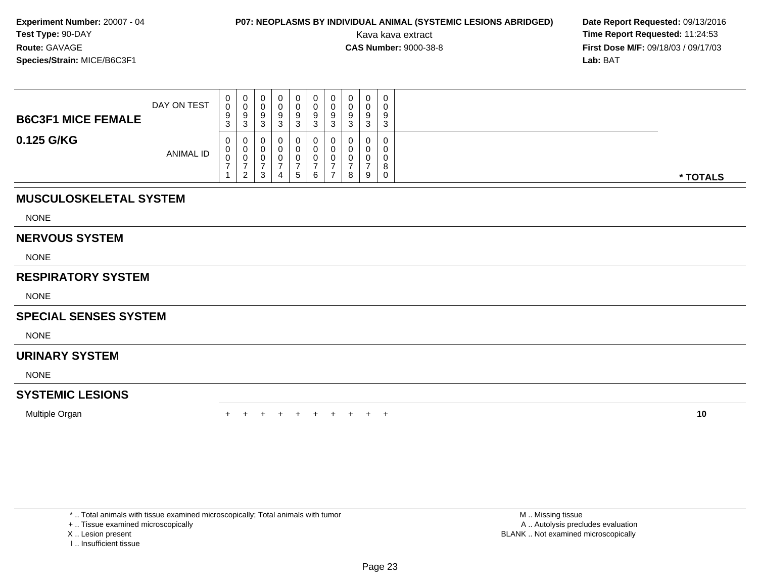**Experiment Number:** 20007 - 04
**Test Type:** 90-DAY
**Route:** GAVAGE
**Species/Strain:** MICE/B6C3F1

**P07: NEOPLASMS BY INDIVIDUAL ANIMAL (SYSTEMIC LESIONS ABRIDGED)**
Kava kava extract
**CAS Number:** 9000-38-8

**Date Report Requested:** 09/13/2016
**Time Report Requested:** 11:24:53
**First Dose M/F:** 09/18/03 / 09/17/03
**Lab:** BAT

| B6C3F1 MICE FEMALE 0.125 G/KG | | | | | | | | | | | |
|---|---|---|---|---|---|---|---|---|---|---|---|
| DAY ON TEST | 0093 | 0093 | 0093 | 0093 | 0093 | 0093 | 0093 | 0093 | 0093 | 0093 | |
| ANIMAL ID | 00071 | 00072 | 00073 | 00074 | 00075 | 00076 | 00077 | 00078 | 00079 | 00080 | * TOTALS |
| **MUSCULOSKELETAL SYSTEM** | | | | | | | | | | | |
| NONE | | | | | | | | | | | |
| **NERVOUS SYSTEM** | | | | | | | | | | | |
| NONE | | | | | | | | | | | |
| **RESPIRATORY SYSTEM** | | | | | | | | | | | |
| NONE | | | | | | | | | | | |
| **SPECIAL SENSES SYSTEM** | | | | | | | | | | | |
| NONE | | | | | | | | | | | |
| **URINARY SYSTEM** | | | | | | | | | | | |
| NONE | | | | | | | | | | | |
| **SYSTEMIC LESIONS** | | | | | | | | | | | |
| Multiple Organ | + | + | + | + | + | + | + | + | + | + | **10** |

\* .. Total animals with tissue examined microscopically; Total animals with tumor
\+ .. Tissue examined microscopically
X .. Lesion present
I .. Insufficient tissue

M .. Missing tissue
A .. Autolysis precludes evaluation
BLANK .. Not examined microscopically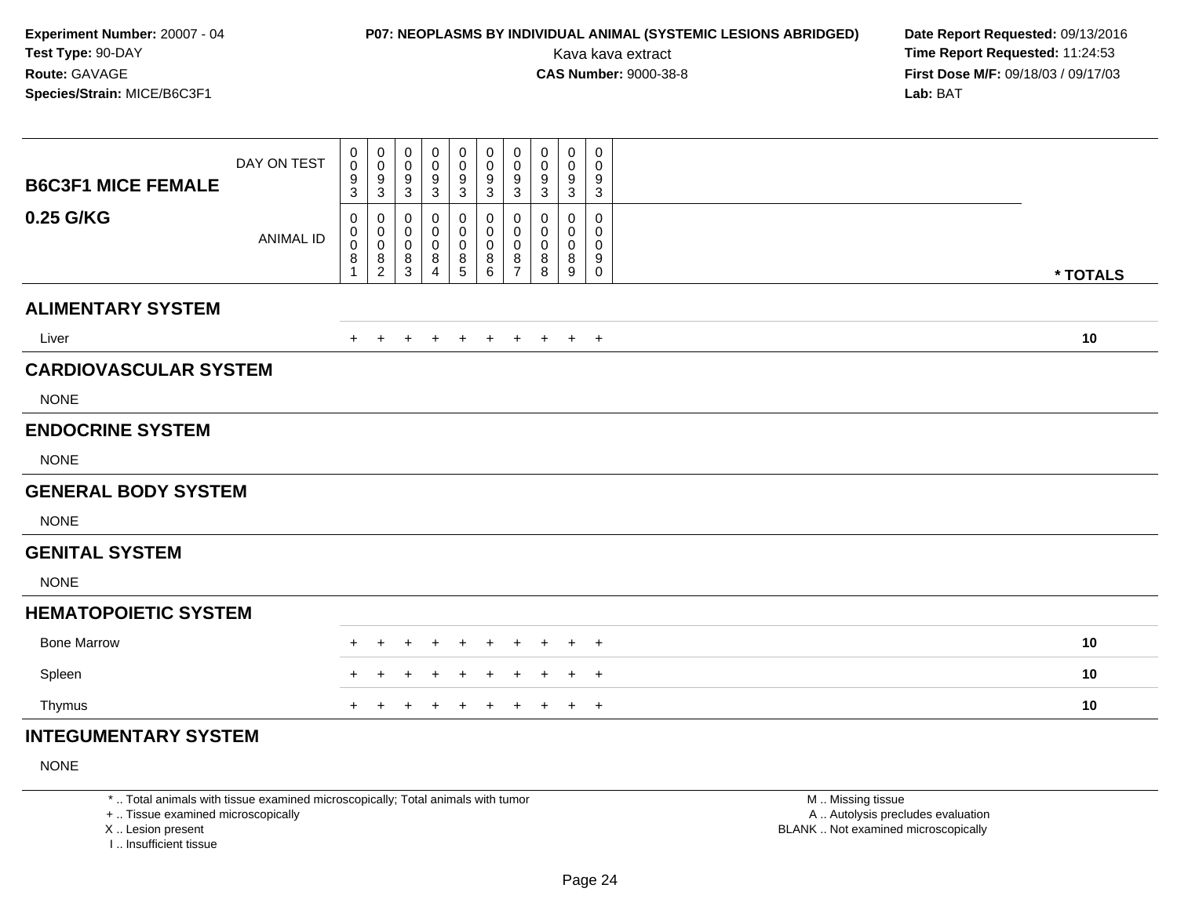**Experiment Number:** 20007 - 04
**Test Type:** 90-DAY
**Route:** GAVAGE
**Species/Strain:** MICE/B6C3F1

**P07: NEOPLASMS BY INDIVIDUAL ANIMAL (SYSTEMIC LESIONS ABRIDGED)**
Kava kava extract
**CAS Number:** 9000-38-8

**Date Report Requested:** 09/13/2016
**Time Report Requested:** 11:24:53
**First Dose M/F:** 09/18/03 / 09/17/03
**Lab:** BAT

| B6C3F1 MICE FEMALE 0.25 G/KG | | | | | | | | | | | |
|---|---|---|---|---|---|---|---|---|---|---|---|
| DAY ON TEST | 0093 | 0093 | 0093 | 0093 | 0093 | 0093 | 0093 | 0093 | 0093 | 0093 | |
| ANIMAL ID | 00081 | 00082 | 00083 | 00084 | 00085 | 00086 | 00087 | 00088 | 00089 | 00090 | * TOTALS |
| **ALIMENTARY SYSTEM** | | | | | | | | | | | |
| Liver | + | + | + | + | + | + | + | + | + | + | 10 |
| **CARDIOVASCULAR SYSTEM** | | | | | | | | | | | |
| NONE | | | | | | | | | | | |
| **ENDOCRINE SYSTEM** | | | | | | | | | | | |
| NONE | | | | | | | | | | | |
| **GENERAL BODY SYSTEM** | | | | | | | | | | | |
| NONE | | | | | | | | | | | |
| **GENITAL SYSTEM** | | | | | | | | | | | |
| NONE | | | | | | | | | | | |
| **HEMATOPOIETIC SYSTEM** | | | | | | | | | | | |
| Bone Marrow | + | + | + | + | + | + | + | + | + | + | 10 |
| Spleen | + | + | + | + | + | + | + | + | + | + | 10 |
| Thymus | + | + | + | + | + | + | + | + | + | + | 10 |
| **INTEGUMENTARY SYSTEM** | | | | | | | | | | | |
| NONE | | | | | | | | | | | |

* .. Total animals with tissue examined microscopically; Total animals with tumor
+ .. Tissue examined microscopically
X .. Lesion present
I .. Insufficient tissue

M .. Missing tissue
A .. Autolysis precludes evaluation
BLANK .. Not examined microscopically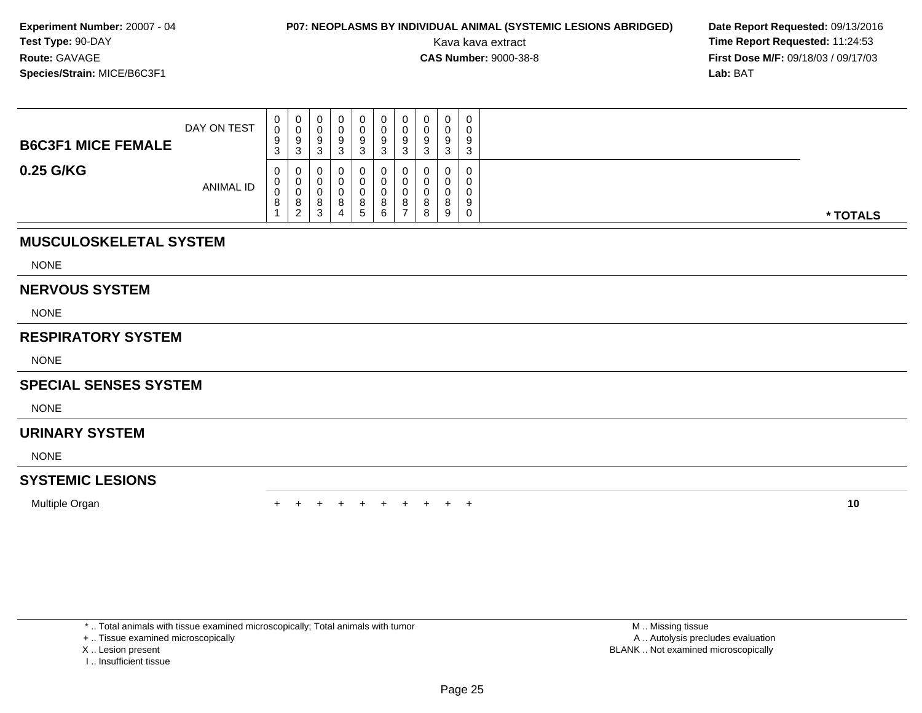**Experiment Number:** 20007 - 04
**Test Type:** 90-DAY
**Route:** GAVAGE
**Species/Strain:** MICE/B6C3F1

**P07: NEOPLASMS BY INDIVIDUAL ANIMAL (SYSTEMIC LESIONS ABRIDGED)**
Kava kava extract
**CAS Number:** 9000-38-8

**Date Report Requested:** 09/13/2016
**Time Report Requested:** 11:24:53
**First Dose M/F:** 09/18/03 / 09/17/03
**Lab:** BAT

| B6C3F1 MICE FEMALE 0.25 G/KG | | | | | | | | | | | |
|---|---|---|---|---|---|---|---|---|---|---|---|
| DAY ON TEST | 0093 | 0093 | 0093 | 0093 | 0093 | 0093 | 0093 | 0093 | 0093 | 0093 | |
| ANIMAL ID | 00081 | 00082 | 00083 | 00084 | 00085 | 00086 | 00087 | 00088 | 00089 | 00090 | * TOTALS |
| **MUSCULOSKELETAL SYSTEM** | | | | | | | | | | | |
| NONE | | | | | | | | | | | |
| **NERVOUS SYSTEM** | | | | | | | | | | | |
| NONE | | | | | | | | | | | |
| **RESPIRATORY SYSTEM** | | | | | | | | | | | |
| NONE | | | | | | | | | | | |
| **SPECIAL SENSES SYSTEM** | | | | | | | | | | | |
| NONE | | | | | | | | | | | |
| **URINARY SYSTEM** | | | | | | | | | | | |
| NONE | | | | | | | | | | | |
| **SYSTEMIC LESIONS** | | | | | | | | | | | |
| Multiple Organ | + | + | + | + | + | + | + | + | + | + | **10** |

* .. Total animals with tissue examined microscopically; Total animals with tumor
+ .. Tissue examined microscopically
X .. Lesion present
I .. Insufficient tissue

M .. Missing tissue
A .. Autolysis precludes evaluation
BLANK .. Not examined microscopically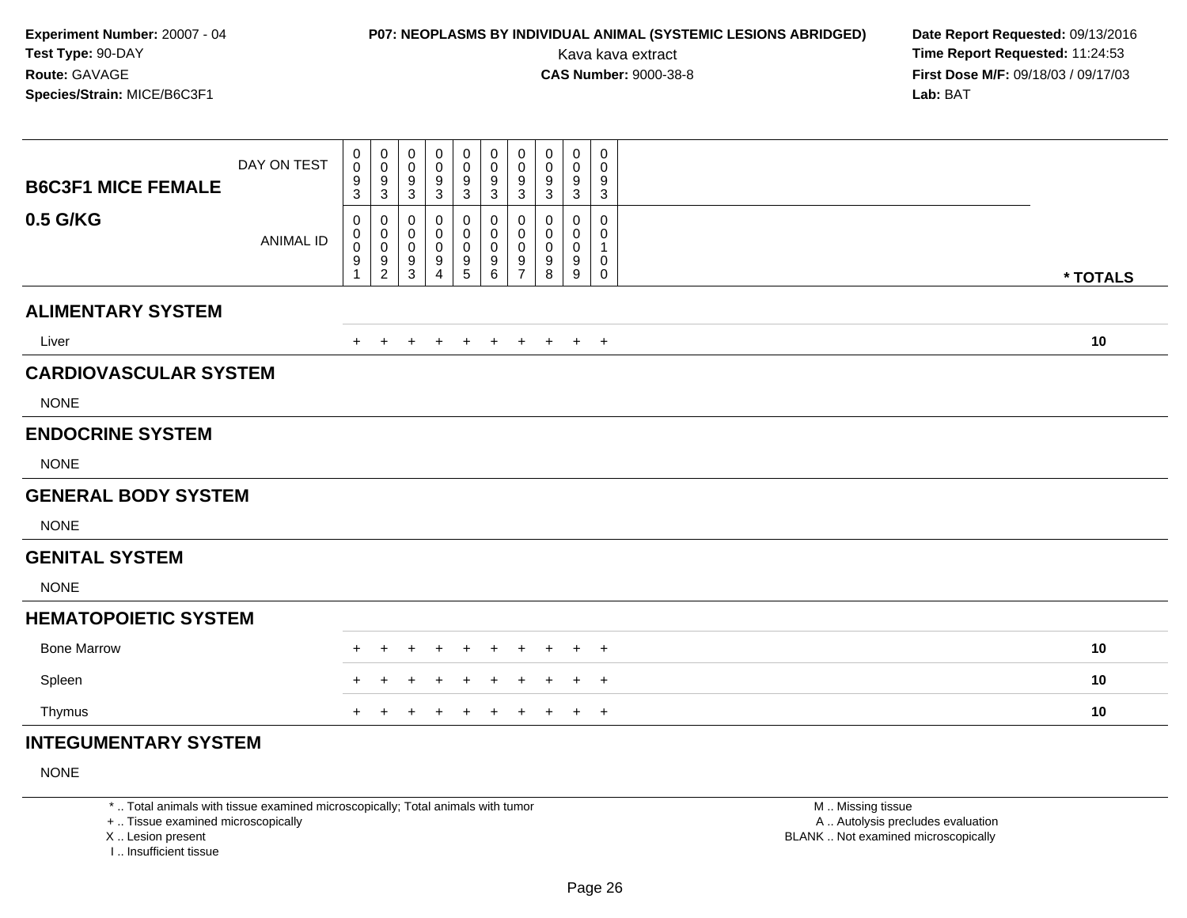**Experiment Number:** 20007 - 04
**Test Type:** 90-DAY
**Route:** GAVAGE
**Species/Strain:** MICE/B6C3F1

**P07: NEOPLASMS BY INDIVIDUAL ANIMAL (SYSTEMIC LESIONS ABRIDGED)**
Kava kava extract
**CAS Number:** 9000-38-8

**Date Report Requested:** 09/13/2016
**Time Report Requested:** 11:24:53
**First Dose M/F:** 09/18/03 / 09/17/03
**Lab:** BAT

| B6C3F1 MICE FEMALE 0.5 G/KG | | | | | | | | | | | |
|---|---|---|---|---|---|---|---|---|---|---|---|
| DAY ON TEST | 0093 | 0093 | 0093 | 0093 | 0093 | 0093 | 0093 | 0093 | 0093 | 0093 | |
| ANIMAL ID | 00091 | 00092 | 00093 | 00094 | 00095 | 00096 | 00097 | 00098 | 00099 | 00100 | * TOTALS |
| **ALIMENTARY SYSTEM** | | | | | | | | | | | |
| Liver | + | + | + | + | + | + | + | + | + | + | 10 |
| **CARDIOVASCULAR SYSTEM** | | | | | | | | | | | |
| NONE | | | | | | | | | | | |
| **ENDOCRINE SYSTEM** | | | | | | | | | | | |
| NONE | | | | | | | | | | | |
| **GENERAL BODY SYSTEM** | | | | | | | | | | | |
| NONE | | | | | | | | | | | |
| **GENITAL SYSTEM** | | | | | | | | | | | |
| NONE | | | | | | | | | | | |
| **HEMATOPOIETIC SYSTEM** | | | | | | | | | | | |
| Bone Marrow | + | + | + | + | + | + | + | + | + | + | 10 |
| Spleen | + | + | + | + | + | + | + | + | + | + | 10 |
| Thymus | + | + | + | + | + | + | + | + | + | + | 10 |
| **INTEGUMENTARY SYSTEM** | | | | | | | | | | | |
| NONE | | | | | | | | | | | |

* .. Total animals with tissue examined microscopically; Total animals with tumor
+ .. Tissue examined microscopically
X .. Lesion present
I .. Insufficient tissue

M .. Missing tissue
A .. Autolysis precludes evaluation
BLANK .. Not examined microscopically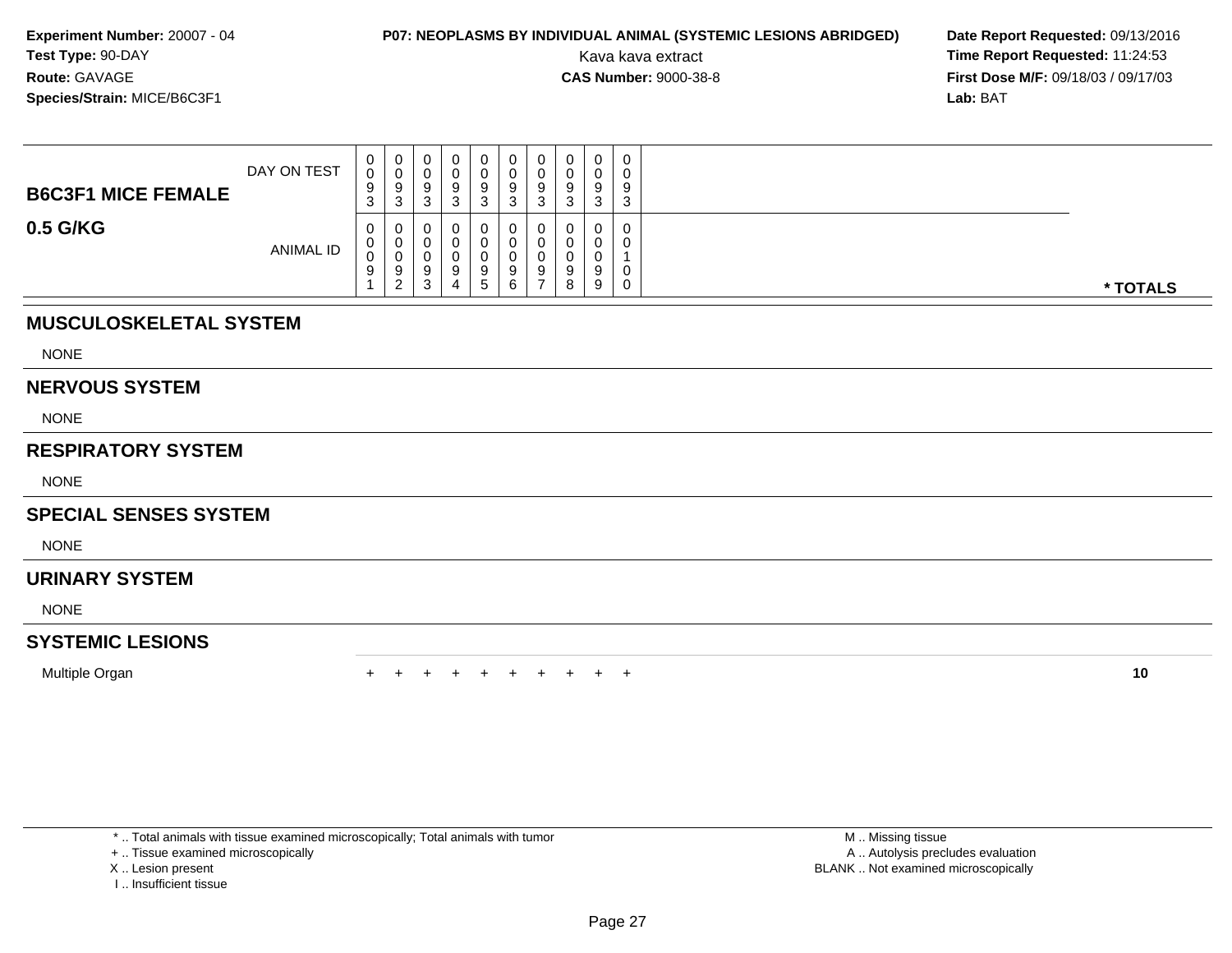**Experiment Number:** 20007 - 04
**Test Type:** 90-DAY
**Route:** GAVAGE
**Species/Strain:** MICE/B6C3F1

**P07: NEOPLASMS BY INDIVIDUAL ANIMAL (SYSTEMIC LESIONS ABRIDGED)**
Kava kava extract
**CAS Number:** 9000-38-8

**Date Report Requested:** 09/13/2016
**Time Report Requested:** 11:24:53
**First Dose M/F:** 09/18/03 / 09/17/03
**Lab:** BAT

| B6C3F1 MICE FEMALE 0.5 G/KG | | | | | | | | | | | |
|---|---|---|---|---|---|---|---|---|---|---|---|
| DAY ON TEST | 0093 | 0093 | 0093 | 0093 | 0093 | 0093 | 0093 | 0093 | 0093 | 0093 | |
| ANIMAL ID | 00091 | 00092 | 00093 | 00094 | 00095 | 00096 | 00097 | 00098 | 00099 | 00100 | * TOTALS |
| **MUSCULOSKELETAL SYSTEM** | | | | | | | | | | | |
| NONE | | | | | | | | | | | |
| **NERVOUS SYSTEM** | | | | | | | | | | | |
| NONE | | | | | | | | | | | |
| **RESPIRATORY SYSTEM** | | | | | | | | | | | |
| NONE | | | | | | | | | | | |
| **SPECIAL SENSES SYSTEM** | | | | | | | | | | | |
| NONE | | | | | | | | | | | |
| **URINARY SYSTEM** | | | | | | | | | | | |
| NONE | | | | | | | | | | | |
| **SYSTEMIC LESIONS** | | | | | | | | | | | |
| Multiple Organ | + | + | + | + | + | + | + | + | + | + | 10 |

\* .. Total animals with tissue examined microscopically; Total animals with tumor
\+ .. Tissue examined microscopically
X .. Lesion present
I .. Insufficient tissue

M .. Missing tissue
A .. Autolysis precludes evaluation
BLANK .. Not examined microscopically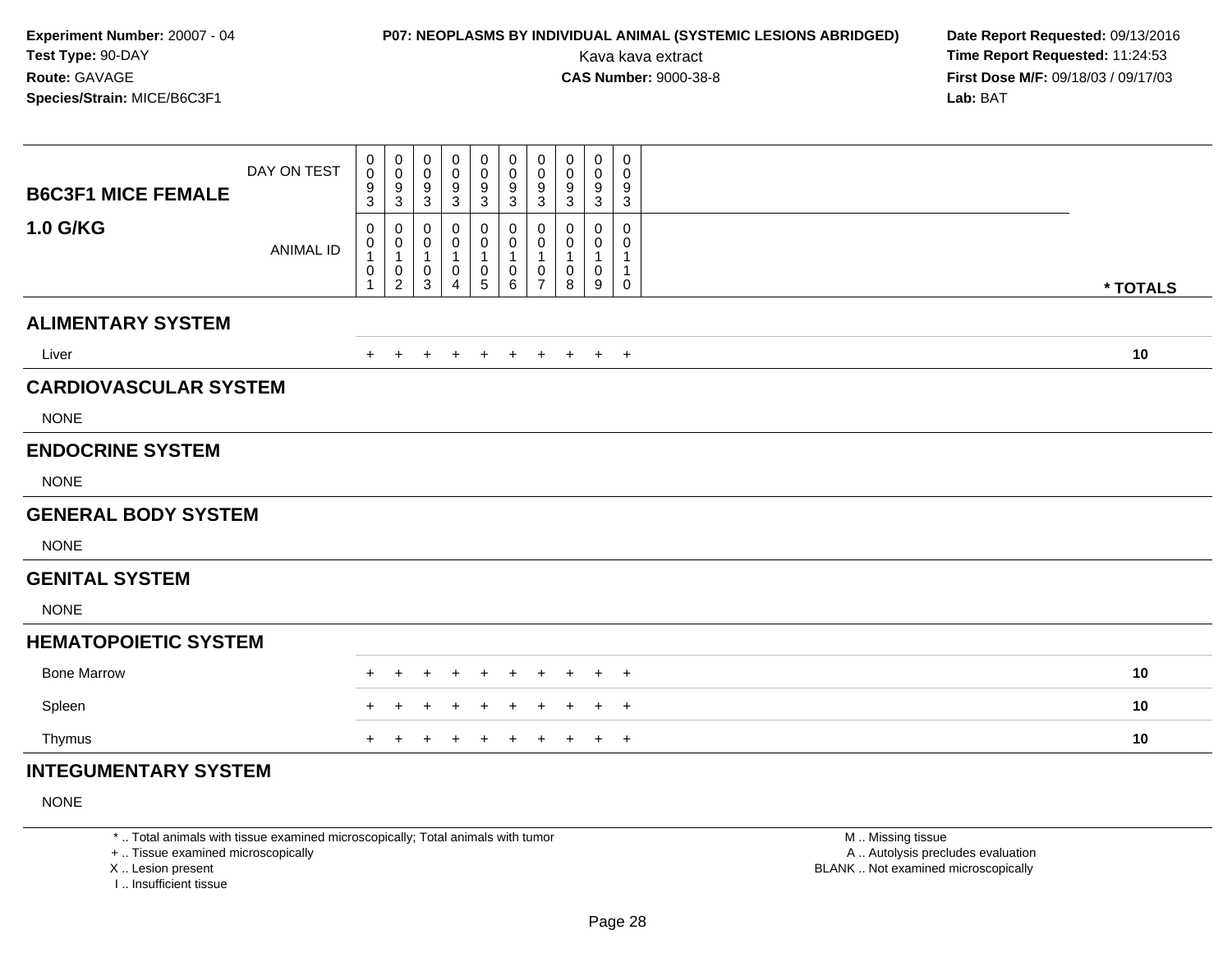**Experiment Number:** 20007 - 04
**Test Type:** 90-DAY
**Route:** GAVAGE
**Species/Strain:** MICE/B6C3F1

**P07: NEOPLASMS BY INDIVIDUAL ANIMAL (SYSTEMIC LESIONS ABRIDGED)**
Kava kava extract
**CAS Number:** 9000-38-8

**Date Report Requested:** 09/13/2016
**Time Report Requested:** 11:24:53
**First Dose M/F:** 09/18/03 / 09/17/03
**Lab:** BAT

| B6C3F1 MICE FEMALE 1.0 G/KG | | | | | | | | | | | |
|---|---|---|---|---|---|---|---|---|---|---|---|
| DAY ON TEST | 0093 | 0093 | 0093 | 0093 | 0093 | 0093 | 0093 | 0093 | 0093 | 0093 | |
| ANIMAL ID | 00101 | 00102 | 00103 | 00104 | 00105 | 00106 | 00107 | 00108 | 00109 | 00110 | * TOTALS |
| **ALIMENTARY SYSTEM** | | | | | | | | | | | |
| Liver | + | + | + | + | + | + | + | + | + | + | 10 |
| **CARDIOVASCULAR SYSTEM** | | | | | | | | | | | |
| NONE | | | | | | | | | | | |
| **ENDOCRINE SYSTEM** | | | | | | | | | | | |
| NONE | | | | | | | | | | | |
| **GENERAL BODY SYSTEM** | | | | | | | | | | | |
| NONE | | | | | | | | | | | |
| **GENITAL SYSTEM** | | | | | | | | | | | |
| NONE | | | | | | | | | | | |
| **HEMATOPOIETIC SYSTEM** | | | | | | | | | | | |
| Bone Marrow | + | + | + | + | + | + | + | + | + | + | 10 |
| Spleen | + | + | + | + | + | + | + | + | + | + | 10 |
| Thymus | + | + | + | + | + | + | + | + | + | + | 10 |
| **INTEGUMENTARY SYSTEM** | | | | | | | | | | | |
| NONE | | | | | | | | | | | |

\* .. Total animals with tissue examined microscopically; Total animals with tumor
\+ .. Tissue examined microscopically
X .. Lesion present
I .. Insufficient tissue

M .. Missing tissue
A .. Autolysis precludes evaluation
BLANK .. Not examined microscopically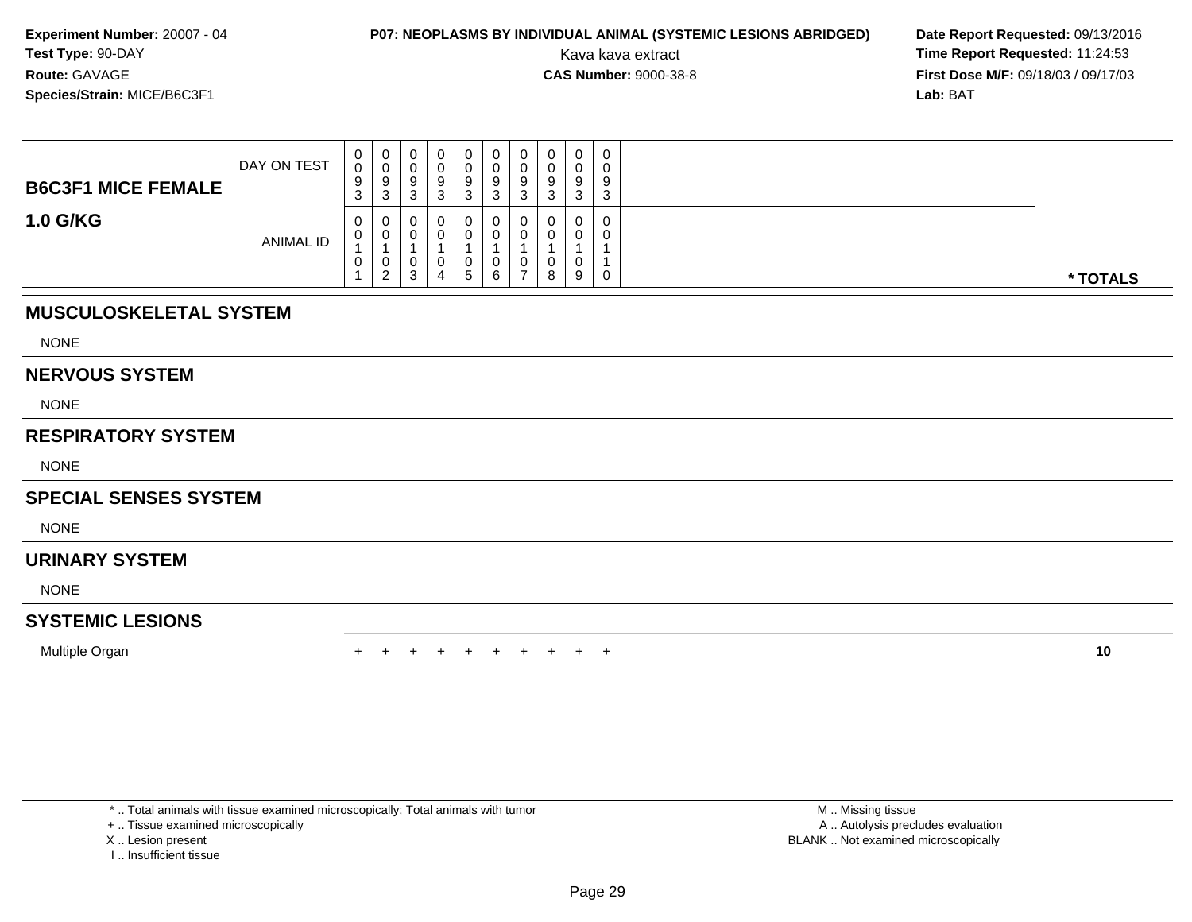**Experiment Number:** 20007 - 04
**Test Type:** 90-DAY
**Route:** GAVAGE
**Species/Strain:** MICE/B6C3F1

**P07: NEOPLASMS BY INDIVIDUAL ANIMAL (SYSTEMIC LESIONS ABRIDGED)**
Kava kava extract
**CAS Number:** 9000-38-8

**Date Report Requested:** 09/13/2016
**Time Report Requested:** 11:24:53
**First Dose M/F:** 09/18/03 / 09/17/03
**Lab:** BAT

| B6C3F1 MICE FEMALE 1.0 G/KG | | | | | | | | | | | |
|---|---|---|---|---|---|---|---|---|---|---|---|
| DAY ON TEST | 0093 | 0093 | 0093 | 0093 | 0093 | 0093 | 0093 | 0093 | 0093 | 0093 | |
| ANIMAL ID | 00101 | 00102 | 00103 | 00104 | 00105 | 00106 | 00107 | 00108 | 00109 | 00110 | * TOTALS |
| **MUSCULOSKELETAL SYSTEM** | | | | | | | | | | | |
| NONE | | | | | | | | | | | |
| **NERVOUS SYSTEM** | | | | | | | | | | | |
| NONE | | | | | | | | | | | |
| **RESPIRATORY SYSTEM** | | | | | | | | | | | |
| NONE | | | | | | | | | | | |
| **SPECIAL SENSES SYSTEM** | | | | | | | | | | | |
| NONE | | | | | | | | | | | |
| **URINARY SYSTEM** | | | | | | | | | | | |
| NONE | | | | | | | | | | | |
| **SYSTEMIC LESIONS** | | | | | | | | | | | |
| Multiple Organ | + | + | + | + | + | + | + | + | + | + | 10 |

* .. Total animals with tissue examined microscopically; Total animals with tumor
+ .. Tissue examined microscopically
X .. Lesion present
I .. Insufficient tissue

M .. Missing tissue
A .. Autolysis precludes evaluation
BLANK .. Not examined microscopically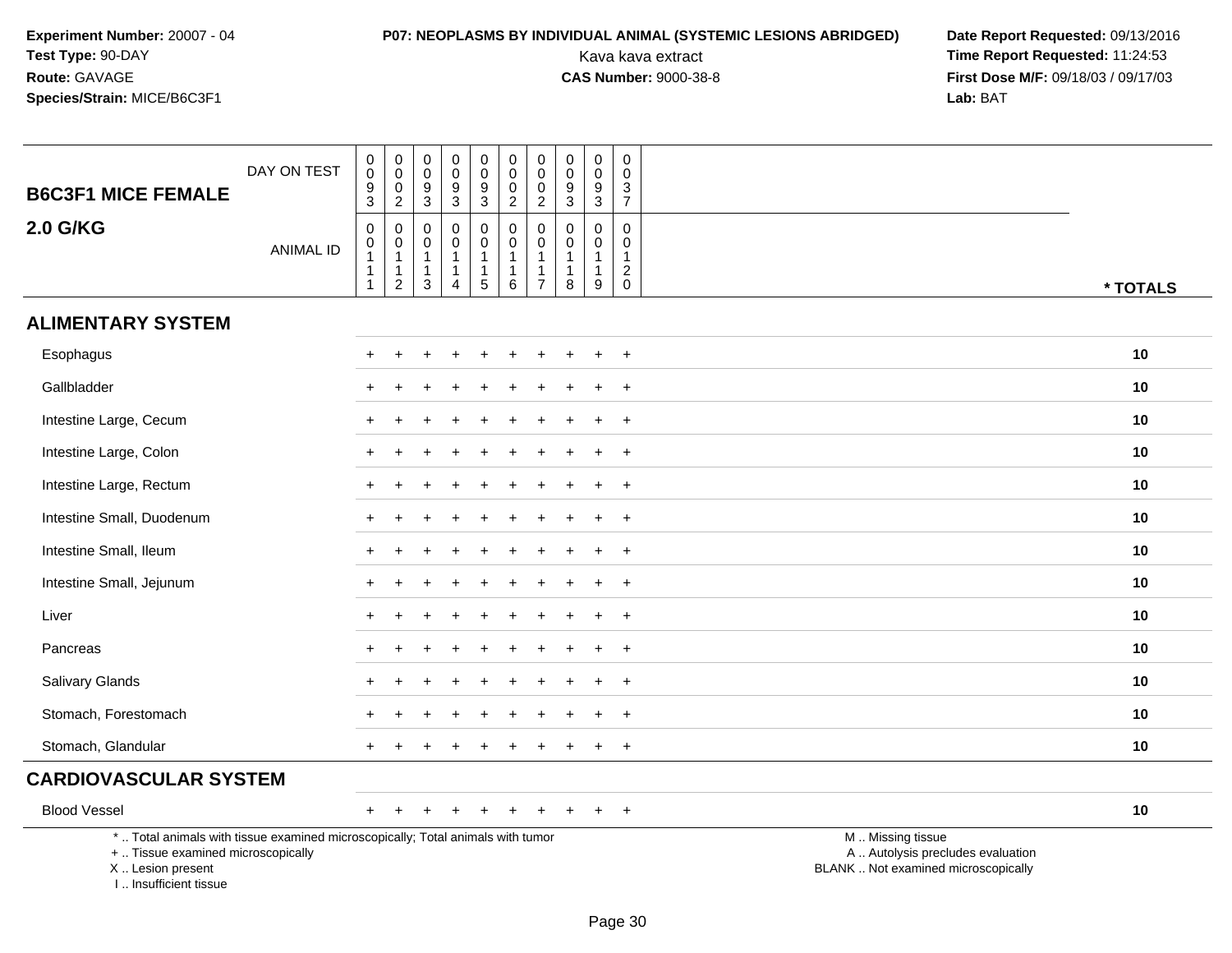Experiment Number: 20007 - 04
Test Type: 90-DAY
Route: GAVAGE
Species/Strain: MICE/B6C3F1

**P07: NEOPLASMS BY INDIVIDUAL ANIMAL (SYSTEMIC LESIONS ABRIDGED)**
Kava kava extract
**CAS Number:** 9000-38-8

Date Report Requested: 09/13/2016
Time Report Requested: 11:24:53
First Dose M/F: 09/18/03 / 09/17/03
Lab: BAT

| B6C3F1 MICE FEMALE 2.0 G/KG | | | | | | | | | | | |
|---|---|---|---|---|---|---|---|---|---|---|---|
| DAY ON TEST | 0093 | 0002 | 0093 | 0093 | 0093 | 0002 | 0002 | 0093 | 0093 | 0037 | |
| ANIMAL ID | 00111 | 00112 | 00113 | 00114 | 00115 | 00116 | 00117 | 00118 | 00119 | 00120 | * TOTALS |
| **ALIMENTARY SYSTEM** | | | | | | | | | | | |
| Esophagus | + | + | + | + | + | + | + | + | + | + | 10 |
| Gallbladder | + | + | + | + | + | + | + | + | + | + | 10 |
| Intestine Large, Cecum | + | + | + | + | + | + | + | + | + | + | 10 |
| Intestine Large, Colon | + | + | + | + | + | + | + | + | + | + | 10 |
| Intestine Large, Rectum | + | + | + | + | + | + | + | + | + | + | 10 |
| Intestine Small, Duodenum | + | + | + | + | + | + | + | + | + | + | 10 |
| Intestine Small, Ileum | + | + | + | + | + | + | + | + | + | + | 10 |
| Intestine Small, Jejunum | + | + | + | + | + | + | + | + | + | + | 10 |
| Liver | + | + | + | + | + | + | + | + | + | + | 10 |
| Pancreas | + | + | + | + | + | + | + | + | + | + | 10 |
| Salivary Glands | + | + | + | + | + | + | + | + | + | + | 10 |
| Stomach, Forestomach | + | + | + | + | + | + | + | + | + | + | 10 |
| Stomach, Glandular | + | + | + | + | + | + | + | + | + | + | 10 |
| **CARDIOVASCULAR SYSTEM** | | | | | | | | | | | |
| Blood Vessel | + | + | + | + | + | + | + | + | + | + | 10 |

* .. Total animals with tissue examined microscopically; Total animals with tumor
+ .. Tissue examined microscopically
X .. Lesion present
I .. Insufficient tissue

M .. Missing tissue
A .. Autolysis precludes evaluation
BLANK .. Not examined microscopically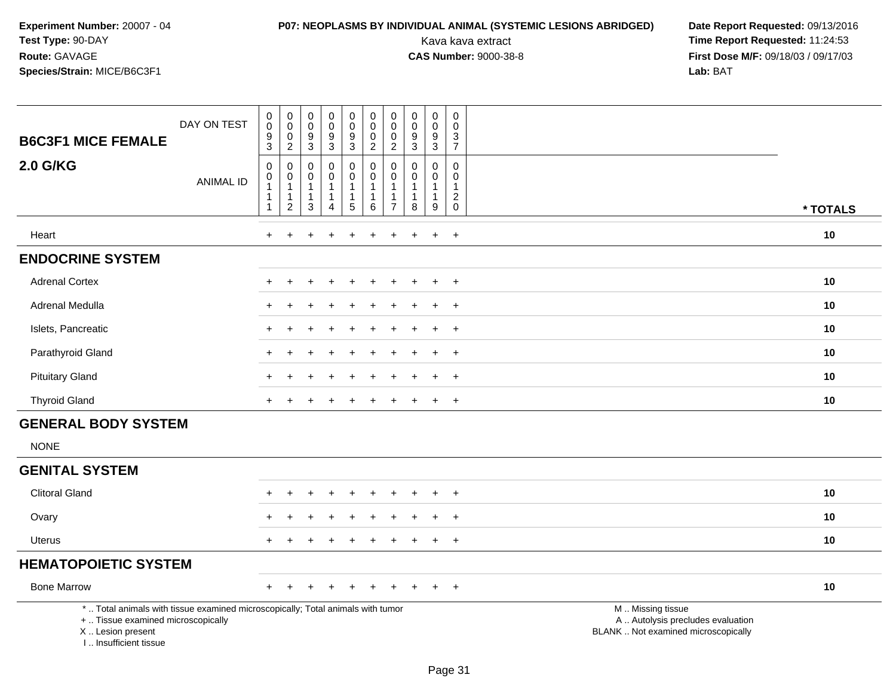**Experiment Number:** 20007 - 04
**Test Type:** 90-DAY
**Route:** GAVAGE
**Species/Strain:** MICE/B6C3F1

**P07: NEOPLASMS BY INDIVIDUAL ANIMAL (SYSTEMIC LESIONS ABRIDGED)**
Kava kava extract
**CAS Number:** 9000-38-8

**Date Report Requested:** 09/13/2016
**Time Report Requested:** 11:24:53
**First Dose M/F:** 09/18/03 / 09/17/03
**Lab:** BAT

| B6C3F1 MICE FEMALE 2.0 G/KG | | | | | | | | | | | |
|---|---|---|---|---|---|---|---|---|---|---|---|
| DAY ON TEST | 0093 | 0002 | 0093 | 0093 | 0093 | 0002 | 0002 | 0093 | 0093 | 0037 | |
| ANIMAL ID | 00111 | 00112 | 00113 | 00114 | 00115 | 00116 | 00117 | 00118 | 00119 | 00120 | * TOTALS |
| Heart | + | + | + | + | + | + | + | + | + | + | 10 |
| **ENDOCRINE SYSTEM** | | | | | | | | | | | |
| Adrenal Cortex | + | + | + | + | + | + | + | + | + | + | 10 |
| Adrenal Medulla | + | + | + | + | + | + | + | + | + | + | 10 |
| Islets, Pancreatic | + | + | + | + | + | + | + | + | + | + | 10 |
| Parathyroid Gland | + | + | + | + | + | + | + | + | + | + | 10 |
| Pituitary Gland | + | + | + | + | + | + | + | + | + | + | 10 |
| Thyroid Gland | + | + | + | + | + | + | + | + | + | + | 10 |
| **GENERAL BODY SYSTEM** | | | | | | | | | | | |
| NONE | | | | | | | | | | | |
| **GENITAL SYSTEM** | | | | | | | | | | | |
| Clitoral Gland | + | + | + | + | + | + | + | + | + | + | 10 |
| Ovary | + | + | + | + | + | + | + | + | + | + | 10 |
| Uterus | + | + | + | + | + | + | + | + | + | + | 10 |
| **HEMATOPOIETIC SYSTEM** | | | | | | | | | | | |
| Bone Marrow | + | + | + | + | + | + | + | + | + | + | 10 |

* .. Total animals with tissue examined microscopically; Total animals with tumor
+ .. Tissue examined microscopically
X .. Lesion present
I .. Insufficient tissue

M .. Missing tissue
A .. Autolysis precludes evaluation
BLANK .. Not examined microscopically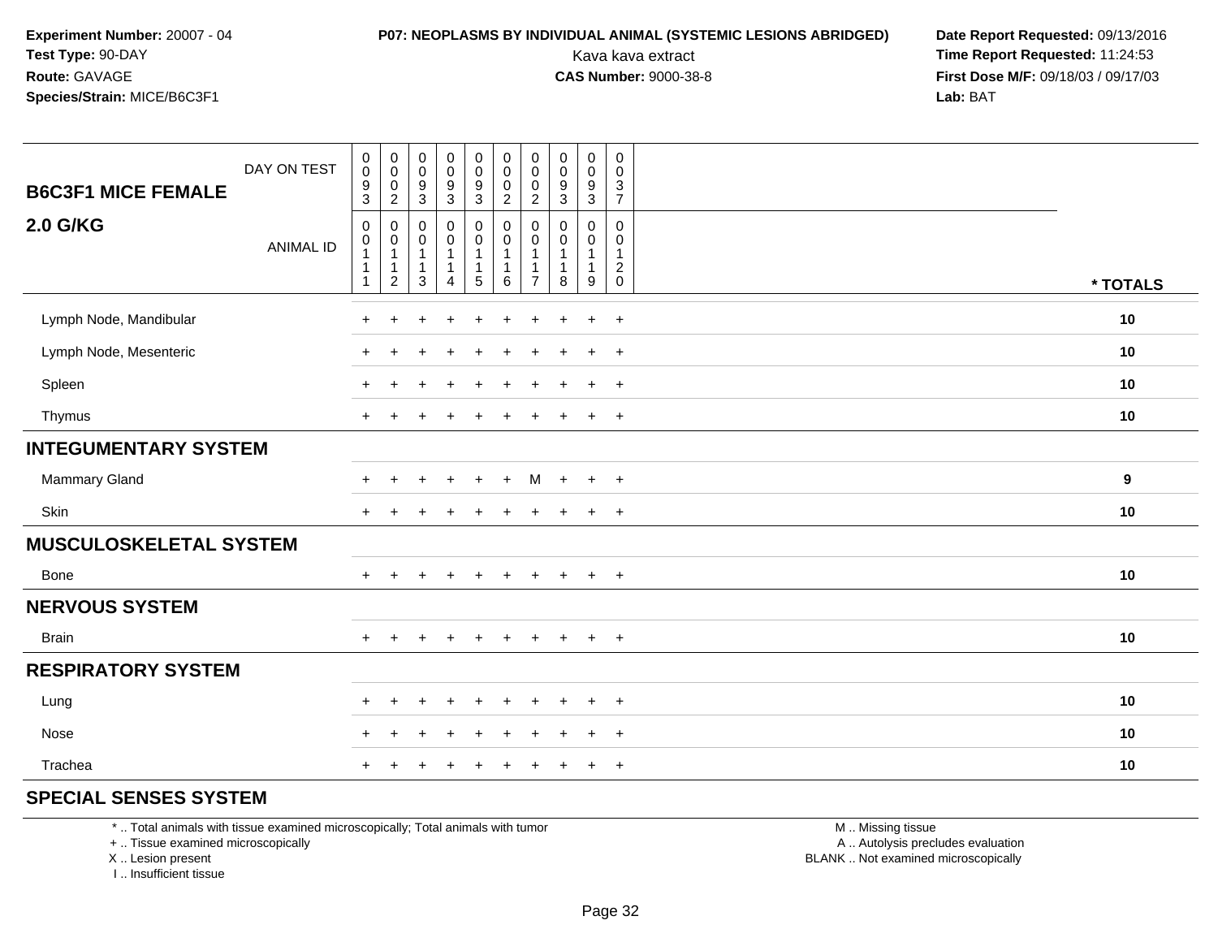**Experiment Number:** 20007 - 04
**Test Type:** 90-DAY
**Route:** GAVAGE
**Species/Strain:** MICE/B6C3F1

**P07: NEOPLASMS BY INDIVIDUAL ANIMAL (SYSTEMIC LESIONS ABRIDGED)**
Kava kava extract
**CAS Number:** 9000-38-8

**Date Report Requested:** 09/13/2016
**Time Report Requested:** 11:24:53
**First Dose M/F:** 09/18/03 / 09/17/03
**Lab:** BAT

| B6C3F1 MICE FEMALE / 2.0 G/KG | | | | | | | | | | | |
|---|---|---|---|---|---|---|---|---|---|---|---|
| DAY ON TEST | 0093 | 0002 | 0093 | 0093 | 0093 | 0002 | 0002 | 0093 | 0093 | 0037 | |
| ANIMAL ID | 00111 | 00112 | 00113 | 00114 | 00115 | 00116 | 00117 | 00118 | 00119 | 00120 | * TOTALS |
| Lymph Node, Mandibular | + | + | + | + | + | + | + | + | + | + | 10 |
| Lymph Node, Mesenteric | + | + | + | + | + | + | + | + | + | + | 10 |
| Spleen | + | + | + | + | + | + | + | + | + | + | 10 |
| Thymus | + | + | + | + | + | + | + | + | + | + | 10 |
| **INTEGUMENTARY SYSTEM** | | | | | | | | | | | |
| Mammary Gland | + | + | + | + | + | + | M | + | + | + | 9 |
| Skin | + | + | + | + | + | + | + | + | + | + | 10 |
| **MUSCULOSKELETAL SYSTEM** | | | | | | | | | | | |
| Bone | + | + | + | + | + | + | + | + | + | + | 10 |
| **NERVOUS SYSTEM** | | | | | | | | | | | |
| Brain | + | + | + | + | + | + | + | + | + | + | 10 |
| **RESPIRATORY SYSTEM** | | | | | | | | | | | |
| Lung | + | + | + | + | + | + | + | + | + | + | 10 |
| Nose | + | + | + | + | + | + | + | + | + | + | 10 |
| Trachea | + | + | + | + | + | + | + | + | + | + | 10 |
| **SPECIAL SENSES SYSTEM** | | | | | | | | | | | |

* .. Total animals with tissue examined microscopically; Total animals with tumor
+ .. Tissue examined microscopically
X .. Lesion present
I .. Insufficient tissue

M .. Missing tissue
A .. Autolysis precludes evaluation
BLANK .. Not examined microscopically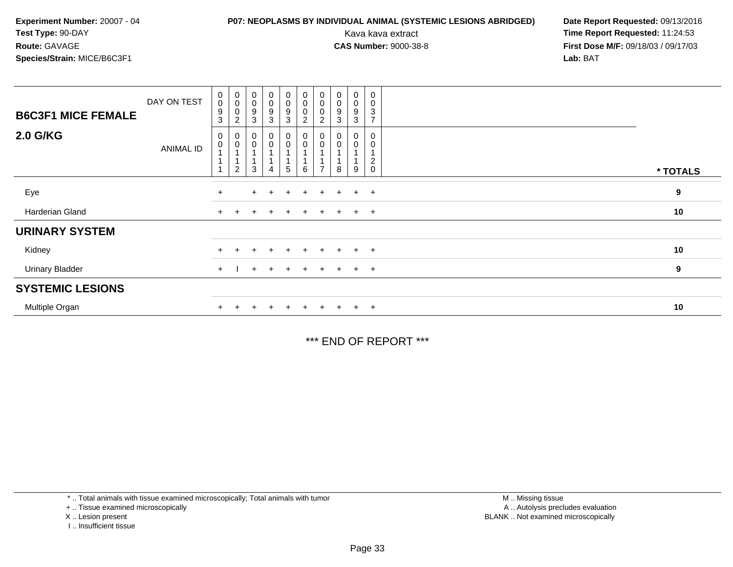**Experiment Number:** 20007 - 04
**Test Type:** 90-DAY
**Route:** GAVAGE
**Species/Strain:** MICE/B6C3F1

**P07: NEOPLASMS BY INDIVIDUAL ANIMAL (SYSTEMIC LESIONS ABRIDGED)**
Kava kava extract
**CAS Number:** 9000-38-8

**Date Report Requested:** 09/13/2016
**Time Report Requested:** 11:24:53
**First Dose M/F:** 09/18/03 / 09/17/03
**Lab:** BAT

| B6C3F1 MICE FEMALE — DAY ON TEST | 0093 | 0002 | 0093 | 0093 | 0093 | 0002 | 0002 | 0093 | 0093 | 0037 | |
|---|---|---|---|---|---|---|---|---|---|---|---|
| **2.0 G/KG** — ANIMAL ID | 00111 | 00112 | 00113 | 00114 | 00115 | 00116 | 00117 | 00118 | 00119 | 00120 | *** TOTALS** |
| Eye | + | | + | + | + | + | + | + | + | + | 9 |
| Harderian Gland | + | + | + | + | + | + | + | + | + | + | 10 |
| **URINARY SYSTEM** | | | | | | | | | | | |
| Kidney | + | + | + | + | + | + | + | + | + | + | 10 |
| Urinary Bladder | + | I | + | + | + | + | + | + | + | + | 9 |
| **SYSTEMIC LESIONS** | | | | | | | | | | | |
| Multiple Organ | + | + | + | + | + | + | + | + | + | + | 10 |

*** END OF REPORT ***

* .. Total animals with tissue examined microscopically; Total animals with tumor
+ .. Tissue examined microscopically
X .. Lesion present
I .. Insufficient tissue

M .. Missing tissue
A .. Autolysis precludes evaluation
BLANK .. Not examined microscopically